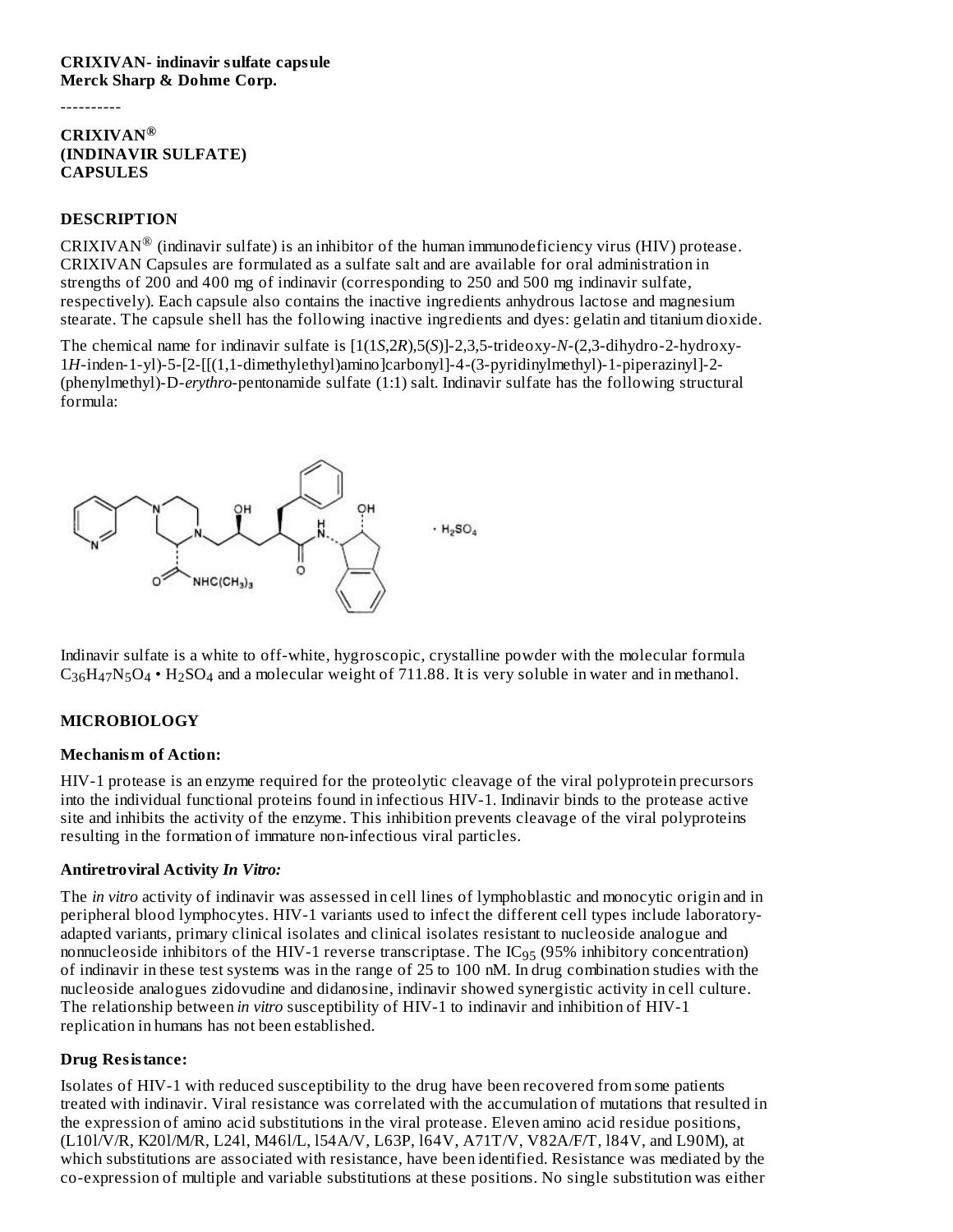**CRIXIVAN- indinavir sulfate capsule**
**Merck Sharp & Dohme Corp.**

----------

**CRIXIVAN®**
**(INDINAVIR SULFATE)**
**CAPSULES**

## DESCRIPTION

CRIXIVAN® (indinavir sulfate) is an inhibitor of the human immunodeficiency virus (HIV) protease. CRIXIVAN Capsules are formulated as a sulfate salt and are available for oral administration in strengths of 200 and 400 mg of indinavir (corresponding to 250 and 500 mg indinavir sulfate, respectively). Each capsule also contains the inactive ingredients anhydrous lactose and magnesium stearate. The capsule shell has the following inactive ingredients and dyes: gelatin and titanium dioxide.

The chemical name for indinavir sulfate is [1(1*S*,2*R*),5(*S*)]-2,3,5-trideoxy-*N*-(2,3-dihydro-2-hydroxy-1*H*-inden-1-yl)-5-[2-[[(1,1-dimethylethyl)amino]carbonyl]-4-(3-pyridinylmethyl)-1-piperazinyl]-2-(phenylmethyl)-D-*erythro*-pentonamide sulfate (1:1) salt. Indinavir sulfate has the following structural formula:

$\cdot H_2SO_4$

Indinavir sulfate is a white to off-white, hygroscopic, crystalline powder with the molecular formula $C_{36}H_{47}N_5O_4 \cdot H_2SO_4$ and a molecular weight of 711.88. It is very soluble in water and in methanol.

## MICROBIOLOGY

### Mechanism of Action:

HIV-1 protease is an enzyme required for the proteolytic cleavage of the viral polyprotein precursors into the individual functional proteins found in infectious HIV-1. Indinavir binds to the protease active site and inhibits the activity of the enzyme. This inhibition prevents cleavage of the viral polyproteins resulting in the formation of immature non-infectious viral particles.

### Antiretroviral Activity *In Vitro:*

The *in vitro* activity of indinavir was assessed in cell lines of lymphoblastic and monocytic origin and in peripheral blood lymphocytes. HIV-1 variants used to infect the different cell types include laboratory-adapted variants, primary clinical isolates and clinical isolates resistant to nucleoside analogue and nonnucleoside inhibitors of the HIV-1 reverse transcriptase. The $IC_{95}$ (95% inhibitory concentration) of indinavir in these test systems was in the range of 25 to 100 nM. In drug combination studies with the nucleoside analogues zidovudine and didanosine, indinavir showed synergistic activity in cell culture. The relationship between *in vitro* susceptibility of HIV-1 to indinavir and inhibition of HIV-1 replication in humans has not been established.

### Drug Resistance:

Isolates of HIV-1 with reduced susceptibility to the drug have been recovered from some patients treated with indinavir. Viral resistance was correlated with the accumulation of mutations that resulted in the expression of amino acid substitutions in the viral protease. Eleven amino acid residue positions, (L10I/V/R, K20I/M/R, L24I, M46I/L, I54A/V, L63P, I64V, A71T/V, V82A/F/T, I84V, and L90M), at which substitutions are associated with resistance, have been identified. Resistance was mediated by the co-expression of multiple and variable substitutions at these positions. No single substitution was either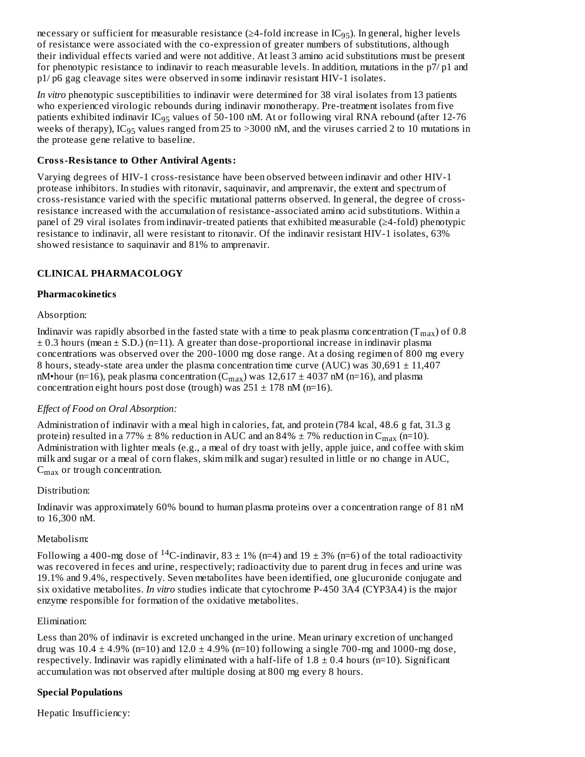necessary or sufficient for measurable resistance (≥4-fold increase in $IC_{95}$). In general, higher levels of resistance were associated with the co-expression of greater numbers of substitutions, although their individual effects varied and were not additive. At least 3 amino acid substitutions must be present for phenotypic resistance to indinavir to reach measurable levels. In addition, mutations in the p7/ p1 and p1/ p6 gag cleavage sites were observed in some indinavir resistant HIV-1 isolates.

*In vitro* phenotypic susceptibilities to indinavir were determined for 38 viral isolates from 13 patients who experienced virologic rebounds during indinavir monotherapy. Pre-treatment isolates from five patients exhibited indinavir $IC_{95}$ values of 50-100 nM. At or following viral RNA rebound (after 12-76 weeks of therapy), $IC_{95}$ values ranged from 25 to >3000 nM, and the viruses carried 2 to 10 mutations in the protease gene relative to baseline.

**Cross-Resistance to Other Antiviral Agents:**

Varying degrees of HIV-1 cross-resistance have been observed between indinavir and other HIV-1 protease inhibitors. In studies with ritonavir, saquinavir, and amprenavir, the extent and spectrum of cross-resistance varied with the specific mutational patterns observed. In general, the degree of cross-resistance increased with the accumulation of resistance-associated amino acid substitutions. Within a panel of 29 viral isolates from indinavir-treated patients that exhibited measurable (≥4-fold) phenotypic resistance to indinavir, all were resistant to ritonavir. Of the indinavir resistant HIV-1 isolates, 63% showed resistance to saquinavir and 81% to amprenavir.

## CLINICAL PHARMACOLOGY

### Pharmacokinetics

Absorption:

Indinavir was rapidly absorbed in the fasted state with a time to peak plasma concentration ($T_{max}$) of 0.8 ± 0.3 hours (mean ± S.D.) (n=11). A greater than dose-proportional increase in indinavir plasma concentrations was observed over the 200-1000 mg dose range. At a dosing regimen of 800 mg every 8 hours, steady-state area under the plasma concentration time curve (AUC) was 30,691 ± 11,407 nM•hour (n=16), peak plasma concentration ($C_{max}$) was 12,617 ± 4037 nM (n=16), and plasma concentration eight hours post dose (trough) was 251 ± 178 nM (n=16).

*Effect of Food on Oral Absorption:*

Administration of indinavir with a meal high in calories, fat, and protein (784 kcal, 48.6 g fat, 31.3 g protein) resulted in a 77% ± 8% reduction in AUC and an 84% ± 7% reduction in $C_{max}$ (n=10). Administration with lighter meals (e.g., a meal of dry toast with jelly, apple juice, and coffee with skim milk and sugar or a meal of corn flakes, skim milk and sugar) resulted in little or no change in AUC, $C_{max}$ or trough concentration.

Distribution:

Indinavir was approximately 60% bound to human plasma proteins over a concentration range of 81 nM to 16,300 nM.

Metabolism:

Following a 400-mg dose of $^{14}C$-indinavir, 83 ± 1% (n=4) and 19 ± 3% (n=6) of the total radioactivity was recovered in feces and urine, respectively; radioactivity due to parent drug in feces and urine was 19.1% and 9.4%, respectively. Seven metabolites have been identified, one glucuronide conjugate and six oxidative metabolites. *In vitro* studies indicate that cytochrome P-450 3A4 (CYP3A4) is the major enzyme responsible for formation of the oxidative metabolites.

Elimination:

Less than 20% of indinavir is excreted unchanged in the urine. Mean urinary excretion of unchanged drug was 10.4 ± 4.9% (n=10) and 12.0 ± 4.9% (n=10) following a single 700-mg and 1000-mg dose, respectively. Indinavir was rapidly eliminated with a half-life of 1.8 ± 0.4 hours (n=10). Significant accumulation was not observed after multiple dosing at 800 mg every 8 hours.

### Special Populations

Hepatic Insufficiency: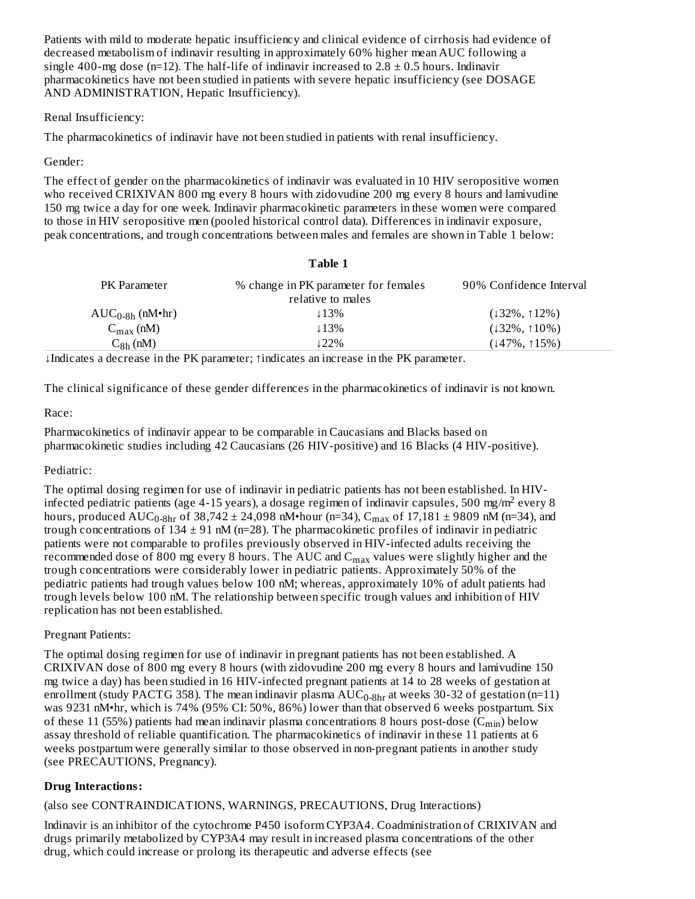Patients with mild to moderate hepatic insufficiency and clinical evidence of cirrhosis had evidence of decreased metabolism of indinavir resulting in approximately 60% higher mean AUC following a single 400-mg dose (n=12). The half-life of indinavir increased to 2.8 ± 0.5 hours. Indinavir pharmacokinetics have not been studied in patients with severe hepatic insufficiency (see DOSAGE AND ADMINISTRATION, Hepatic Insufficiency).

Renal Insufficiency:

The pharmacokinetics of indinavir have not been studied in patients with renal insufficiency.

Gender:

The effect of gender on the pharmacokinetics of indinavir was evaluated in 10 HIV seropositive women who received CRIXIVAN 800 mg every 8 hours with zidovudine 200 mg every 8 hours and lamivudine 150 mg twice a day for one week. Indinavir pharmacokinetic parameters in these women were compared to those in HIV seropositive men (pooled historical control data). Differences in indinavir exposure, peak concentrations, and trough concentrations between males and females are shown in Table 1 below:

**Table 1**

| PK Parameter | % change in PK parameter for females relative to males | 90% Confidence Interval |
|---|---|---|
| $AUC_{0\text{-}8h}$ (nM•hr) | ↓13% | (↓32%, ↑12%) |
| $C_{max}$ (nM) | ↓13% | (↓32%, ↑10%) |
| $C_{8h}$ (nM) | ↓22% | (↓47%, ↑15%) |

↓Indicates a decrease in the PK parameter; ↑indicates an increase in the PK parameter.

The clinical significance of these gender differences in the pharmacokinetics of indinavir is not known.

Race:

Pharmacokinetics of indinavir appear to be comparable in Caucasians and Blacks based on pharmacokinetic studies including 42 Caucasians (26 HIV-positive) and 16 Blacks (4 HIV-positive).

Pediatric:

The optimal dosing regimen for use of indinavir in pediatric patients has not been established. In HIV-infected pediatric patients (age 4-15 years), a dosage regimen of indinavir capsules, 500 mg/m$^2$ every 8 hours, produced $AUC_{0\text{-}8hr}$ of 38,742 ± 24,098 nM•hour (n=34), $C_{max}$ of 17,181 ± 9809 nM (n=34), and trough concentrations of 134 ± 91 nM (n=28). The pharmacokinetic profiles of indinavir in pediatric patients were not comparable to profiles previously observed in HIV-infected adults receiving the recommended dose of 800 mg every 8 hours. The AUC and $C_{max}$ values were slightly higher and the trough concentrations were considerably lower in pediatric patients. Approximately 50% of the pediatric patients had trough values below 100 nM; whereas, approximately 10% of adult patients had trough levels below 100 nM. The relationship between specific trough values and inhibition of HIV replication has not been established.

Pregnant Patients:

The optimal dosing regimen for use of indinavir in pregnant patients has not been established. A CRIXIVAN dose of 800 mg every 8 hours (with zidovudine 200 mg every 8 hours and lamivudine 150 mg twice a day) has been studied in 16 HIV-infected pregnant patients at 14 to 28 weeks of gestation at enrollment (study PACTG 358). The mean indinavir plasma $AUC_{0\text{-}8hr}$ at weeks 30-32 of gestation (n=11) was 9231 nM•hr, which is 74% (95% CI: 50%, 86%) lower than that observed 6 weeks postpartum. Six of these 11 (55%) patients had mean indinavir plasma concentrations 8 hours post-dose ($C_{min}$) below assay threshold of reliable quantification. The pharmacokinetics of indinavir in these 11 patients at 6 weeks postpartum were generally similar to those observed in non-pregnant patients in another study (see PRECAUTIONS, Pregnancy).

**Drug Interactions:**

(also see CONTRAINDICATIONS, WARNINGS, PRECAUTIONS, Drug Interactions)

Indinavir is an inhibitor of the cytochrome P450 isoform CYP3A4. Coadministration of CRIXIVAN and drugs primarily metabolized by CYP3A4 may result in increased plasma concentrations of the other drug, which could increase or prolong its therapeutic and adverse effects (see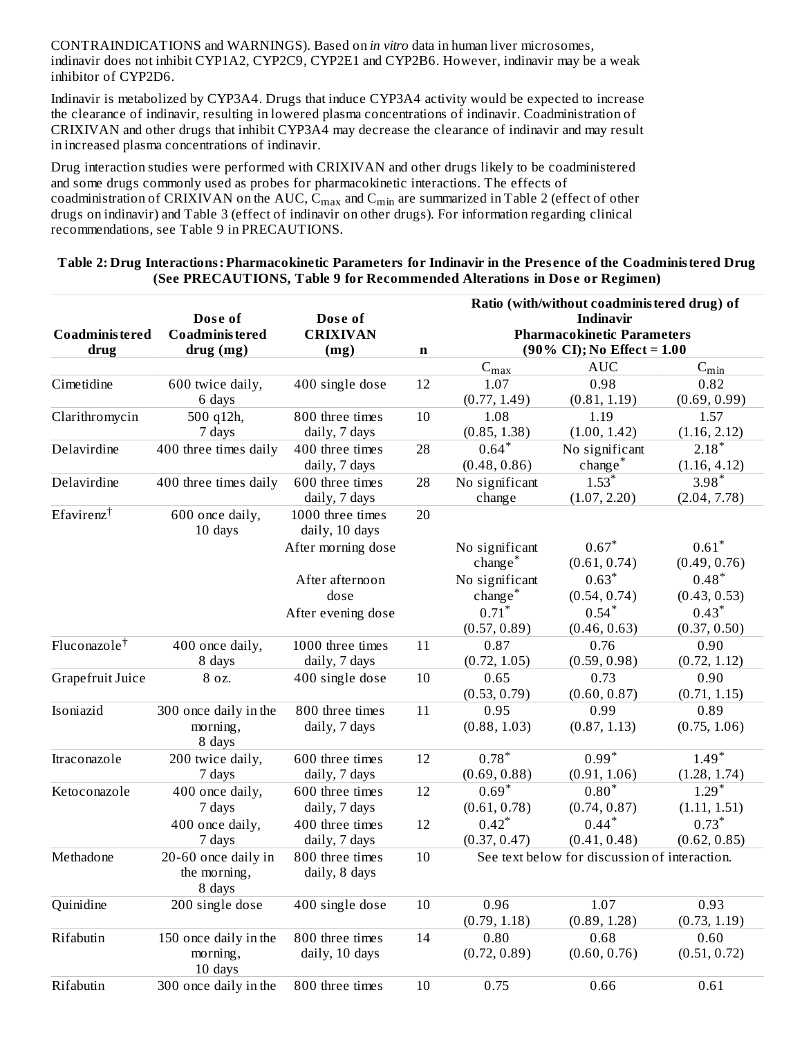CONTRAINDICATIONS and WARNINGS). Based on *in vitro* data in human liver microsomes, indinavir does not inhibit CYP1A2, CYP2C9, CYP2E1 and CYP2B6. However, indinavir may be a weak inhibitor of CYP2D6.

Indinavir is metabolized by CYP3A4. Drugs that induce CYP3A4 activity would be expected to increase the clearance of indinavir, resulting in lowered plasma concentrations of indinavir. Coadministration of CRIXIVAN and other drugs that inhibit CYP3A4 may decrease the clearance of indinavir and may result in increased plasma concentrations of indinavir.

Drug interaction studies were performed with CRIXIVAN and other drugs likely to be coadministered and some drugs commonly used as probes for pharmacokinetic interactions. The effects of coadministration of CRIXIVAN on the AUC, $C_{max}$ and $C_{min}$ are summarized in Table 2 (effect of other drugs on indinavir) and Table 3 (effect of indinavir on other drugs). For information regarding clinical recommendations, see Table 9 in PRECAUTIONS.

**Table 2: Drug Interactions: Pharmacokinetic Parameters for Indinavir in the Presence of the Coadministered Drug (See PRECAUTIONS, Table 9 for Recommended Alterations in Dose or Regimen)**

| Coadministered drug | Dose of Coadministered drug (mg) | Dose of CRIXIVAN (mg) | n | Ratio (with/without coadministered drug) of Indinavir Pharmacokinetic Parameters (90% CI); No Effect = 1.00 | | |
|---|---|---|---|---|---|---|
| | | | | $C_{max}$ | AUC | $C_{min}$ |
| Cimetidine | 600 twice daily, 6 days | 400 single dose | 12 | 1.07 (0.77, 1.49) | 0.98 (0.81, 1.19) | 0.82 (0.69, 0.99) |
| Clarithromycin | 500 q12h, 7 days | 800 three times daily, 7 days | 10 | 1.08 (0.85, 1.38) | 1.19 (1.00, 1.42) | 1.57 (1.16, 2.12) |
| Delavirdine | 400 three times daily | 400 three times daily, 7 days | 28 | 0.64* (0.48, 0.86) | No significant change* | 2.18* (1.16, 4.12) |
| Delavirdine | 400 three times daily | 600 three times daily, 7 days | 28 | No significant change | 1.53* (1.07, 2.20) | 3.98* (2.04, 7.78) |
| Efavirenz† | 600 once daily, 10 days | 1000 three times daily, 10 days | 20 | | | |
| | | After morning dose | | No significant change* | 0.67* (0.61, 0.74) | 0.61* (0.49, 0.76) |
| | | After afternoon dose | | No significant change* | 0.63* (0.54, 0.74) | 0.48* (0.43, 0.53) |
| | | After evening dose | | 0.71* (0.57, 0.89) | 0.54* (0.46, 0.63) | 0.43* (0.37, 0.50) |
| Fluconazole† | 400 once daily, 8 days | 1000 three times daily, 7 days | 11 | 0.87 (0.72, 1.05) | 0.76 (0.59, 0.98) | 0.90 (0.72, 1.12) |
| Grapefruit Juice | 8 oz. | 400 single dose | 10 | 0.65 (0.53, 0.79) | 0.73 (0.60, 0.87) | 0.90 (0.71, 1.15) |
| Isoniazid | 300 once daily in the morning, 8 days | 800 three times daily, 7 days | 11 | 0.95 (0.88, 1.03) | 0.99 (0.87, 1.13) | 0.89 (0.75, 1.06) |
| Itraconazole | 200 twice daily, 7 days | 600 three times daily, 7 days | 12 | 0.78* (0.69, 0.88) | 0.99* (0.91, 1.06) | 1.49* (1.28, 1.74) |
| Ketoconazole | 400 once daily, 7 days | 600 three times daily, 7 days | 12 | 0.69* (0.61, 0.78) | 0.80* (0.74, 0.87) | 1.29* (1.11, 1.51) |
| | 400 once daily, 7 days | 400 three times daily, 7 days | 12 | 0.42* (0.37, 0.47) | 0.44* (0.41, 0.48) | 0.73* (0.62, 0.85) |
| Methadone | 20-60 once daily in the morning, 8 days | 800 three times daily, 8 days | 10 | See text below for discussion of interaction. | | |
| Quinidine | 200 single dose | 400 single dose | 10 | 0.96 (0.79, 1.18) | 1.07 (0.89, 1.28) | 0.93 (0.73, 1.19) |
| Rifabutin | 150 once daily in the morning, 10 days | 800 three times daily, 10 days | 14 | 0.80 (0.72, 0.89) | 0.68 (0.60, 0.76) | 0.60 (0.51, 0.72) |
| Rifabutin | 300 once daily in the | 800 three times | 10 | 0.75 | 0.66 | 0.61 |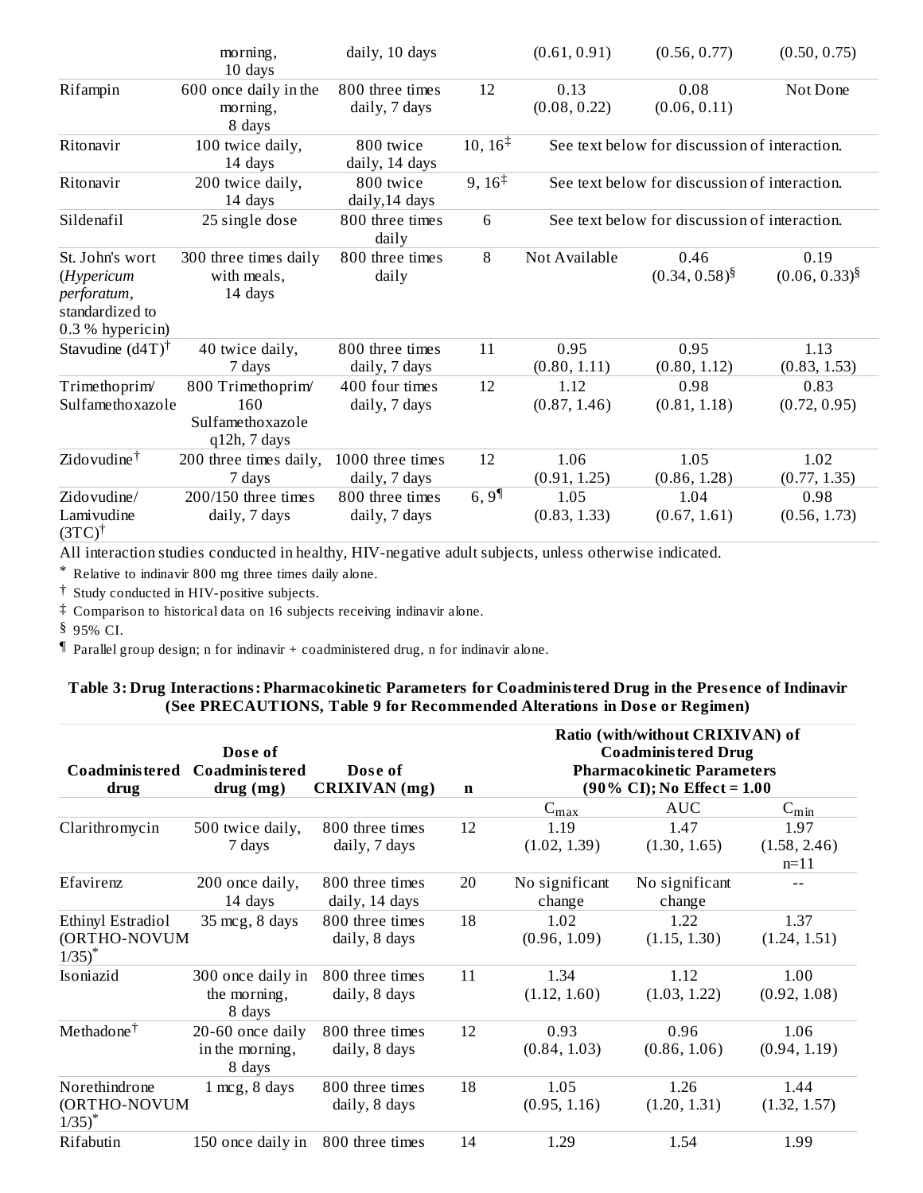|  | morning, 10 days | daily, 10 days |  | (0.61, 0.91) | (0.56, 0.77) | (0.50, 0.75) |
|---|---|---|---|---|---|---|
| Rifampin | 600 once daily in the morning, 8 days | 800 three times daily, 7 days | 12 | 0.13 (0.08, 0.22) | 0.08 (0.06, 0.11) | Not Done |
| Ritonavir | 100 twice daily, 14 days | 800 twice daily, 14 days | 10, 16[‡] | See text below for discussion of interaction. | | |
| Ritonavir | 200 twice daily, 14 days | 800 twice daily,14 days | 9, 16[‡] | See text below for discussion of interaction. | | |
| Sildenafil | 25 single dose | 800 three times daily | 6 | See text below for discussion of interaction. | | |
| St. John's wort (*Hypericum perforatum*, standardized to 0.3 % hypericin) | 300 three times daily with meals, 14 days | 800 three times daily | 8 | Not Available | 0.46 (0.34, 0.58)[§] | 0.19 (0.06, 0.33)[§] |
| Stavudine (d4T)[†] | 40 twice daily, 7 days | 800 three times daily, 7 days | 11 | 0.95 (0.80, 1.11) | 0.95 (0.80, 1.12) | 1.13 (0.83, 1.53) |
| Trimethoprim/ Sulfamethoxazole | 800 Trimethoprim/ 160 Sulfamethoxazole q12h, 7 days | 400 four times daily, 7 days | 12 | 1.12 (0.87, 1.46) | 0.98 (0.81, 1.18) | 0.83 (0.72, 0.95) |
| Zidovudine[†] | 200 three times daily, 7 days | 1000 three times daily, 7 days | 12 | 1.06 (0.91, 1.25) | 1.05 (0.86, 1.28) | 1.02 (0.77, 1.35) |
| Zidovudine/ Lamivudine (3TC)[†] | 200/150 three times daily, 7 days | 800 three times daily, 7 days | 6, 9[¶] | 1.05 (0.83, 1.33) | 1.04 (0.67, 1.61) | 0.98 (0.56, 1.73) |

All interaction studies conducted in healthy, HIV-negative adult subjects, unless otherwise indicated.

* Relative to indinavir 800 mg three times daily alone.

† Study conducted in HIV-positive subjects.

‡ Comparison to historical data on 16 subjects receiving indinavir alone.

§ 95% CI.

¶ Parallel group design; n for indinavir + coadministered drug, n for indinavir alone.

**Table 3: Drug Interactions: Pharmacokinetic Parameters for Coadministered Drug in the Presence of Indinavir (See PRECAUTIONS, Table 9 for Recommended Alterations in Dose or Regimen)**

| Coadministered drug | Dose of Coadministered drug (mg) | Dose of CRIXIVAN (mg) | n | Ratio (with/without CRIXIVAN) of Coadministered Drug Pharmacokinetic Parameters (90% CI); No Effect = 1.00 | | |
|---|---|---|---|---|---|---|
|  |  |  |  | $C_{max}$ | AUC | $C_{min}$ |
| Clarithromycin | 500 twice daily, 7 days | 800 three times daily, 7 days | 12 | 1.19 (1.02, 1.39) | 1.47 (1.30, 1.65) | 1.97 (1.58, 2.46) n=11 |
| Efavirenz | 200 once daily, 14 days | 800 three times daily, 14 days | 20 | No significant change | No significant change | -- |
| Ethinyl Estradiol (ORTHO-NOVUM 1/35)* | 35 mcg, 8 days | 800 three times daily, 8 days | 18 | 1.02 (0.96, 1.09) | 1.22 (1.15, 1.30) | 1.37 (1.24, 1.51) |
| Isoniazid | 300 once daily in the morning, 8 days | 800 three times daily, 8 days | 11 | 1.34 (1.12, 1.60) | 1.12 (1.03, 1.22) | 1.00 (0.92, 1.08) |
| Methadone[†] | 20-60 once daily in the morning, 8 days | 800 three times daily, 8 days | 12 | 0.93 (0.84, 1.03) | 0.96 (0.86, 1.06) | 1.06 (0.94, 1.19) |
| Norethindrone (ORTHO-NOVUM 1/35)* | 1 mcg, 8 days | 800 three times daily, 8 days | 18 | 1.05 (0.95, 1.16) | 1.26 (1.20, 1.31) | 1.44 (1.32, 1.57) |
| Rifabutin | 150 once daily in | 800 three times | 14 | 1.29 | 1.54 | 1.99 |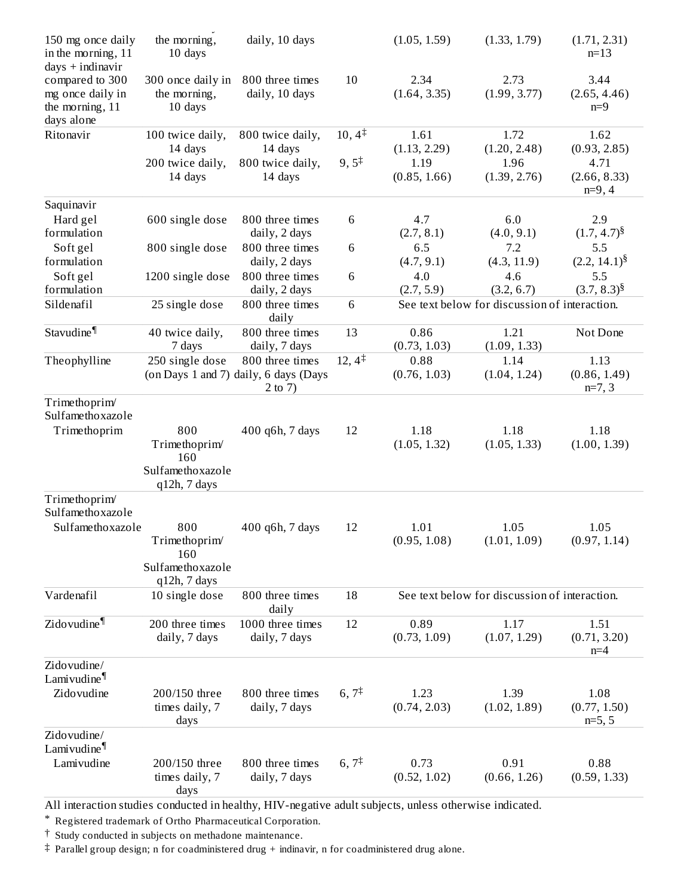| | | | | | | |
|---|---|---|---|---|---|---|
| 150 mg once daily in the morning, 11 days + indinavir | the morning, 10 days | daily, 10 days | | (1.05, 1.59) | (1.33, 1.79) | (1.71, 2.31) n=13 |
| compared to 300 mg once daily in the morning, 11 days alone | 300 once daily in the morning, 10 days | 800 three times daily, 10 days | 10 | 2.34 (1.64, 3.35) | 2.73 (1.99, 3.77) | 3.44 (2.65, 4.46) n=9 |
| Ritonavir | 100 twice daily, 14 days | 800 twice daily, 14 days | 10, 4‡ | 1.61 (1.13, 2.29) | 1.72 (1.20, 2.48) | 1.62 (0.93, 2.85) |
| | 200 twice daily, 14 days | 800 twice daily, 14 days | 9, 5‡ | 1.19 (0.85, 1.66) | 1.96 (1.39, 2.76) | 4.71 (2.66, 8.33) n=9, 4 |
| Saquinavir | | | | | | |
| Hard gel formulation | 600 single dose | 800 three times daily, 2 days | 6 | 4.7 (2.7, 8.1) | 6.0 (4.0, 9.1) | 2.9 (1.7, 4.7)§ |
| Soft gel formulation | 800 single dose | 800 three times daily, 2 days | 6 | 6.5 (4.7, 9.1) | 7.2 (4.3, 11.9) | 5.5 (2.2, 14.1)§ |
| Soft gel formulation | 1200 single dose | 800 three times daily, 2 days | 6 | 4.0 (2.7, 5.9) | 4.6 (3.2, 6.7) | 5.5 (3.7, 8.3)§ |
| Sildenafil | 25 single dose | 800 three times daily | 6 | See text below for discussion of interaction. | | |
| Stavudine¶ | 40 twice daily, 7 days | 800 three times daily, 7 days | 13 | 0.86 (0.73, 1.03) | 1.21 (1.09, 1.33) | Not Done |
| Theophylline | 250 single dose (on Days 1 and 7) | 800 three times daily, 6 days (Days 2 to 7) | 12, 4‡ | 0.88 (0.76, 1.03) | 1.14 (1.04, 1.24) | 1.13 (0.86, 1.49) n=7, 3 |
| Trimethoprim/ Sulfamethoxazole | | | | | | |
| Trimethoprim | 800 Trimethoprim/ 160 Sulfamethoxazole q12h, 7 days | 400 q6h, 7 days | 12 | 1.18 (1.05, 1.32) | 1.18 (1.05, 1.33) | 1.18 (1.00, 1.39) |
| Trimethoprim/ Sulfamethoxazole | | | | | | |
| Sulfamethoxazole | 800 Trimethoprim/ 160 Sulfamethoxazole q12h, 7 days | 400 q6h, 7 days | 12 | 1.01 (0.95, 1.08) | 1.05 (1.01, 1.09) | 1.05 (0.97, 1.14) |
| Vardenafil | 10 single dose | 800 three times daily | 18 | See text below for discussion of interaction. | | |
| Zidovudine¶ | 200 three times daily, 7 days | 1000 three times daily, 7 days | 12 | 0.89 (0.73, 1.09) | 1.17 (1.07, 1.29) | 1.51 (0.71, 3.20) n=4 |
| Zidovudine/ Lamivudine¶ | | | | | | |
| Zidovudine | 200/150 three times daily, 7 days | 800 three times daily, 7 days | 6, 7‡ | 1.23 (0.74, 2.03) | 1.39 (1.02, 1.89) | 1.08 (0.77, 1.50) n=5, 5 |
| Zidovudine/ Lamivudine¶ | | | | | | |
| Lamivudine | 200/150 three times daily, 7 days | 800 three times daily, 7 days | 6, 7‡ | 0.73 (0.52, 1.02) | 0.91 (0.66, 1.26) | 0.88 (0.59, 1.33) |

All interaction studies conducted in healthy, HIV-negative adult subjects, unless otherwise indicated.

\* Registered trademark of Ortho Pharmaceutical Corporation.

† Study conducted in subjects on methadone maintenance.

‡ Parallel group design; n for coadministered drug + indinavir, n for coadministered drug alone.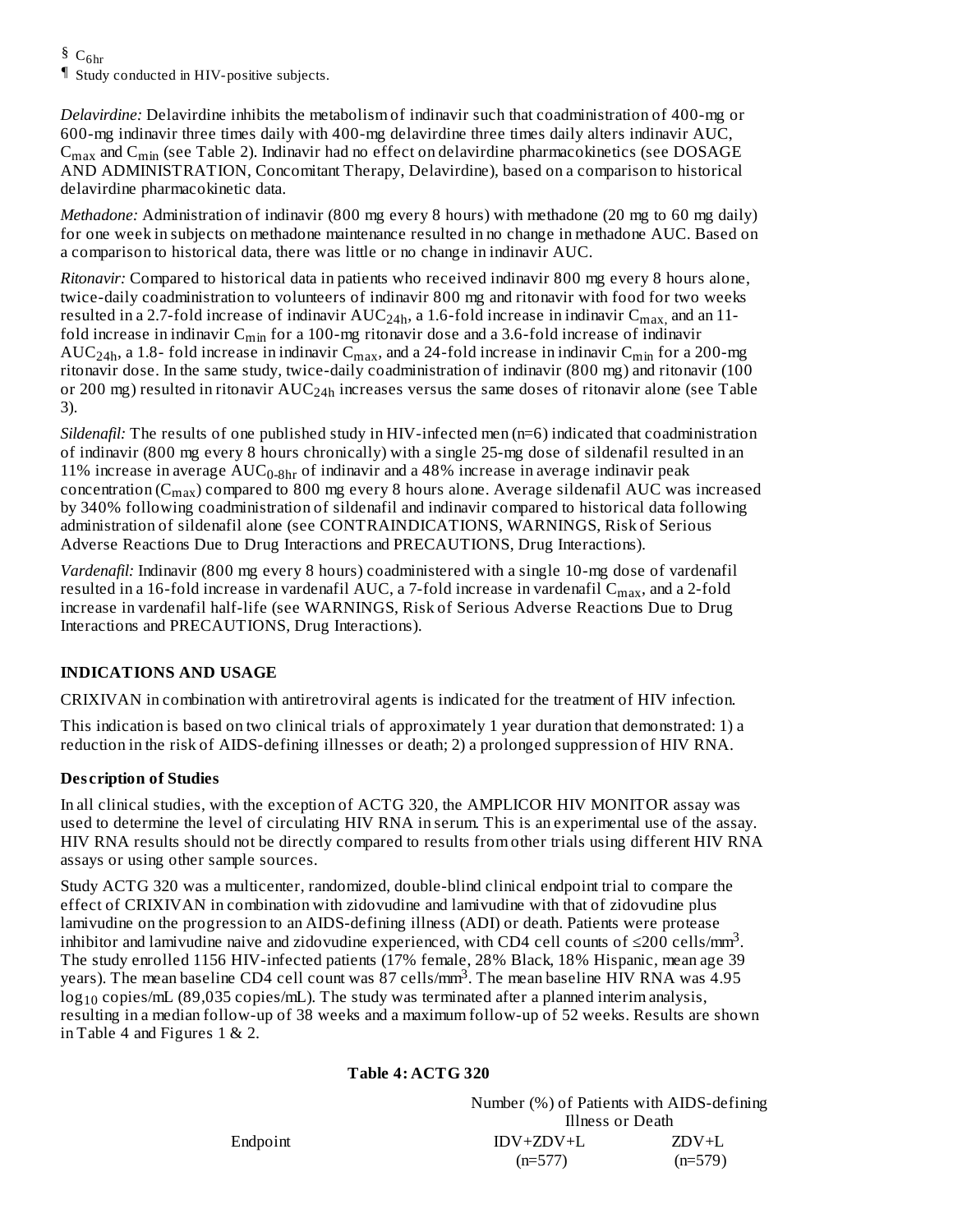§ $C_{6hr}$

¶ Study conducted in HIV-positive subjects.

*Delavirdine:* Delavirdine inhibits the metabolism of indinavir such that coadministration of 400-mg or 600-mg indinavir three times daily with 400-mg delavirdine three times daily alters indinavir AUC, $C_{max}$ and $C_{min}$ (see Table 2). Indinavir had no effect on delavirdine pharmacokinetics (see DOSAGE AND ADMINISTRATION, Concomitant Therapy, Delavirdine), based on a comparison to historical delavirdine pharmacokinetic data.

*Methadone:* Administration of indinavir (800 mg every 8 hours) with methadone (20 mg to 60 mg daily) for one week in subjects on methadone maintenance resulted in no change in methadone AUC. Based on a comparison to historical data, there was little or no change in indinavir AUC.

*Ritonavir:* Compared to historical data in patients who received indinavir 800 mg every 8 hours alone, twice-daily coadministration to volunteers of indinavir 800 mg and ritonavir with food for two weeks resulted in a 2.7-fold increase of indinavir $AUC_{24h}$, a 1.6-fold increase in indinavir $C_{max}$, and an 11-fold increase in indinavir $C_{min}$ for a 100-mg ritonavir dose and a 3.6-fold increase of indinavir $AUC_{24h}$, a 1.8- fold increase in indinavir $C_{max}$, and a 24-fold increase in indinavir $C_{min}$ for a 200-mg ritonavir dose. In the same study, twice-daily coadministration of indinavir (800 mg) and ritonavir (100 or 200 mg) resulted in ritonavir $AUC_{24h}$ increases versus the same doses of ritonavir alone (see Table 3).

*Sildenafil:* The results of one published study in HIV-infected men (n=6) indicated that coadministration of indinavir (800 mg every 8 hours chronically) with a single 25-mg dose of sildenafil resulted in an 11% increase in average $AUC_{0\text{-}8hr}$ of indinavir and a 48% increase in average indinavir peak concentration ($C_{max}$) compared to 800 mg every 8 hours alone. Average sildenafil AUC was increased by 340% following coadministration of sildenafil and indinavir compared to historical data following administration of sildenafil alone (see CONTRAINDICATIONS, WARNINGS, Risk of Serious Adverse Reactions Due to Drug Interactions and PRECAUTIONS, Drug Interactions).

*Vardenafil:* Indinavir (800 mg every 8 hours) coadministered with a single 10-mg dose of vardenafil resulted in a 16-fold increase in vardenafil AUC, a 7-fold increase in vardenafil $C_{max}$, and a 2-fold increase in vardenafil half-life (see WARNINGS, Risk of Serious Adverse Reactions Due to Drug Interactions and PRECAUTIONS, Drug Interactions).

## INDICATIONS AND USAGE

CRIXIVAN in combination with antiretroviral agents is indicated for the treatment of HIV infection.

This indication is based on two clinical trials of approximately 1 year duration that demonstrated: 1) a reduction in the risk of AIDS-defining illnesses or death; 2) a prolonged suppression of HIV RNA.

### Description of Studies

In all clinical studies, with the exception of ACTG 320, the AMPLICOR HIV MONITOR assay was used to determine the level of circulating HIV RNA in serum. This is an experimental use of the assay. HIV RNA results should not be directly compared to results from other trials using different HIV RNA assays or using other sample sources.

Study ACTG 320 was a multicenter, randomized, double-blind clinical endpoint trial to compare the effect of CRIXIVAN in combination with zidovudine and lamivudine with that of zidovudine plus lamivudine on the progression to an AIDS-defining illness (ADI) or death. Patients were protease inhibitor and lamivudine naive and zidovudine experienced, with CD4 cell counts of ≤200 cells/mm$^3$. The study enrolled 1156 HIV-infected patients (17% female, 28% Black, 18% Hispanic, mean age 39 years). The mean baseline CD4 cell count was 87 cells/mm$^3$. The mean baseline HIV RNA was 4.95 $\log_{10}$ copies/mL (89,035 copies/mL). The study was terminated after a planned interim analysis, resulting in a median follow-up of 38 weeks and a maximum follow-up of 52 weeks. Results are shown in Table 4 and Figures 1 & 2.

**Table 4: ACTG 320**

| | Number (%) of Patients with AIDS-defining Illness or Death | |
|---|---|---|
| Endpoint | IDV+ZDV+L (n=577) | ZDV+L (n=579) |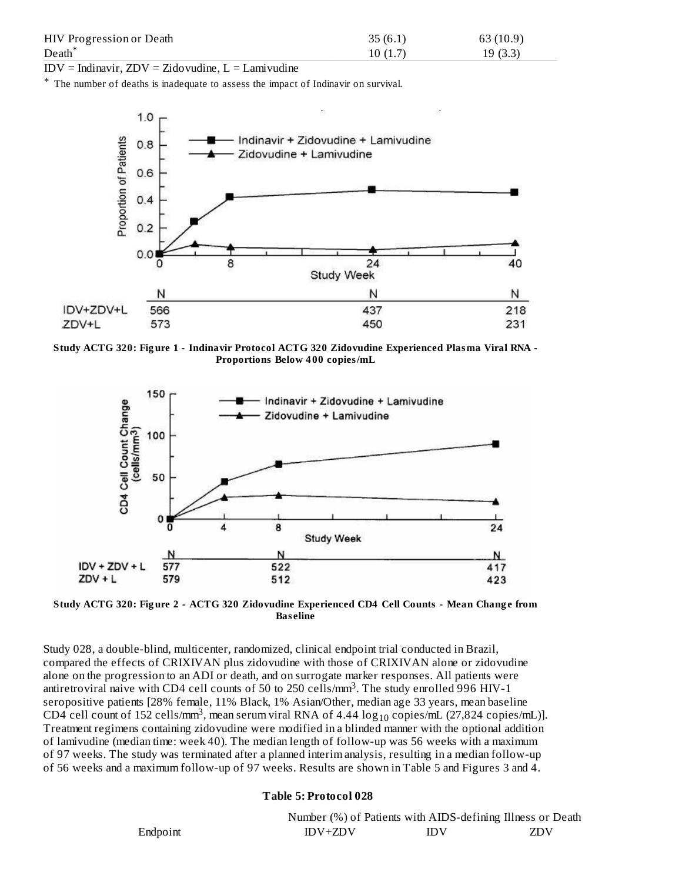| HIV Progression or Death | 35 (6.1) | 63 (10.9) |
| --- | --- | --- |
| Death* | 10 (1.7) | 19 (3.3) |

IDV = Indinavir, ZDV = Zidovudine, L = Lamivudine

\* The number of deaths is inadequate to assess the impact of Indinavir on survival.

**Study ACTG 320: Figure 1 - Indinavir Protocol ACTG 320 Zidovudine Experienced Plasma Viral RNA - Proportions Below 400 copies/mL**

**Study ACTG 320: Figure 2 - ACTG 320 Zidovudine Experienced CD4 Cell Counts - Mean Change from Baseline**

Study 028, a double-blind, multicenter, randomized, clinical endpoint trial conducted in Brazil, compared the effects of CRIXIVAN plus zidovudine with those of CRIXIVAN alone or zidovudine alone on the progression to an ADI or death, and on surrogate marker responses. All patients were antiretroviral naive with CD4 cell counts of 50 to 250 cells/mm$^3$. The study enrolled 996 HIV-1 seropositive patients [28% female, 11% Black, 1% Asian/Other, median age 33 years, mean baseline CD4 cell count of 152 cells/mm$^3$, mean serum viral RNA of 4.44 $\log_{10}$ copies/mL (27,824 copies/mL)]. Treatment regimens containing zidovudine were modified in a blinded manner with the optional addition of lamivudine (median time: week 40). The median length of follow-up was 56 weeks with a maximum of 97 weeks. The study was terminated after a planned interim analysis, resulting in a median follow-up of 56 weeks and a maximum follow-up of 97 weeks. Results are shown in Table 5 and Figures 3 and 4.

**Table 5: Protocol 028**

| | Number (%) of Patients with AIDS-defining Illness or Death | | |
| --- | --- | --- | --- |
| Endpoint | IDV+ZDV | IDV | ZDV |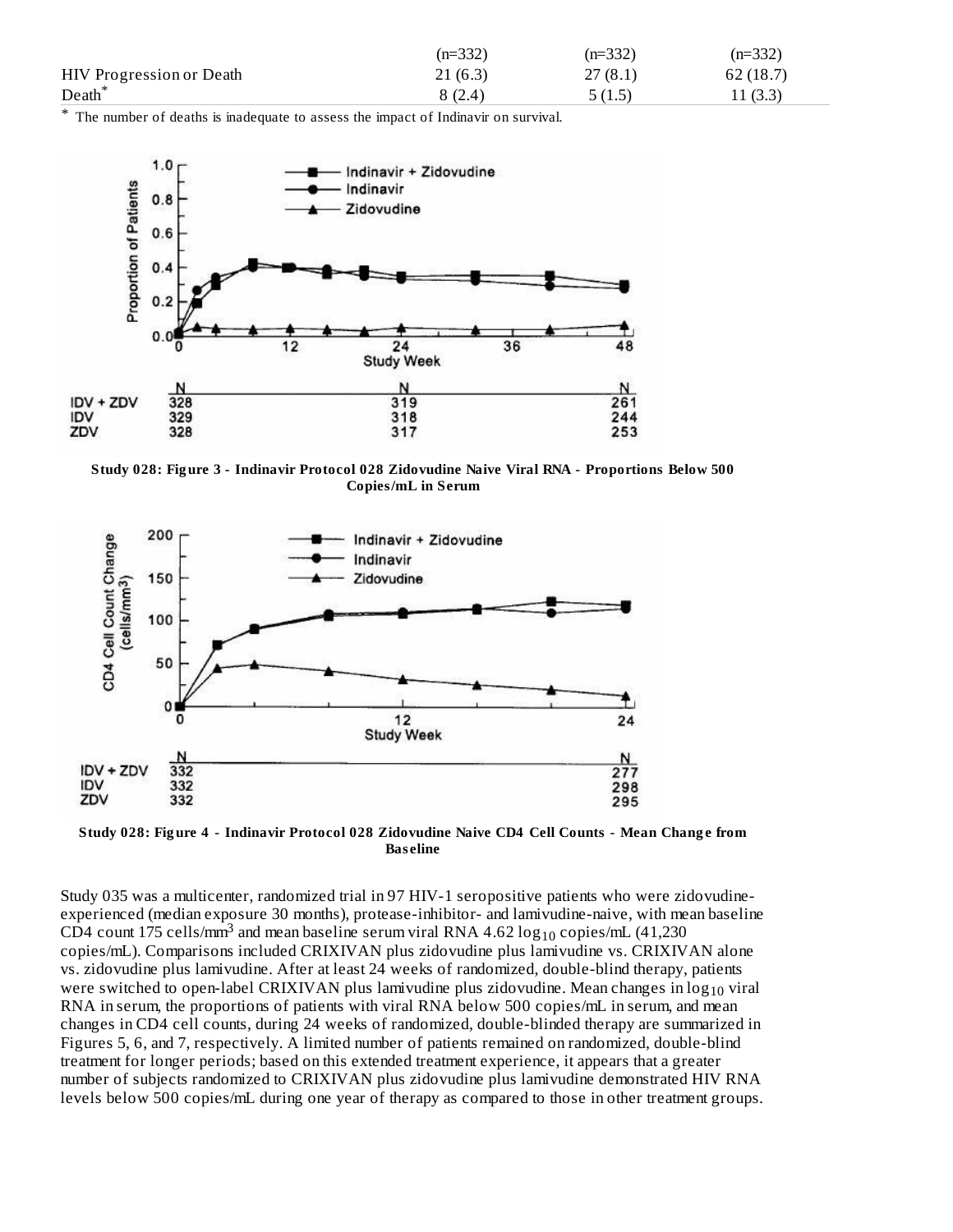| | (n=332) | (n=332) | (n=332) |
|---|---|---|---|
| HIV Progression or Death | 21 (6.3) | 27 (8.1) | 62 (18.7) |
| Death* | 8 (2.4) | 5 (1.5) | 11 (3.3) |

* The number of deaths is inadequate to assess the impact of Indinavir on survival.

**Study 028: Figure 3 - Indinavir Protocol 028 Zidovudine Naive Viral RNA - Proportions Below 500 Copies/mL in Serum**

**Study 028: Figure 4 - Indinavir Protocol 028 Zidovudine Naive CD4 Cell Counts - Mean Change from Baseline**

Study 035 was a multicenter, randomized trial in 97 HIV-1 seropositive patients who were zidovudine-experienced (median exposure 30 months), protease-inhibitor- and lamivudine-naive, with mean baseline CD4 count 175 cells/mm$^3$ and mean baseline serum viral RNA 4.62 $\log_{10}$ copies/mL (41,230 copies/mL). Comparisons included CRIXIVAN plus zidovudine plus lamivudine vs. CRIXIVAN alone vs. zidovudine plus lamivudine. After at least 24 weeks of randomized, double-blind therapy, patients were switched to open-label CRIXIVAN plus lamivudine plus zidovudine. Mean changes in $\log_{10}$ viral RNA in serum, the proportions of patients with viral RNA below 500 copies/mL in serum, and mean changes in CD4 cell counts, during 24 weeks of randomized, double-blinded therapy are summarized in Figures 5, 6, and 7, respectively. A limited number of patients remained on randomized, double-blind treatment for longer periods; based on this extended treatment experience, it appears that a greater number of subjects randomized to CRIXIVAN plus zidovudine plus lamivudine demonstrated HIV RNA levels below 500 copies/mL during one year of therapy as compared to those in other treatment groups.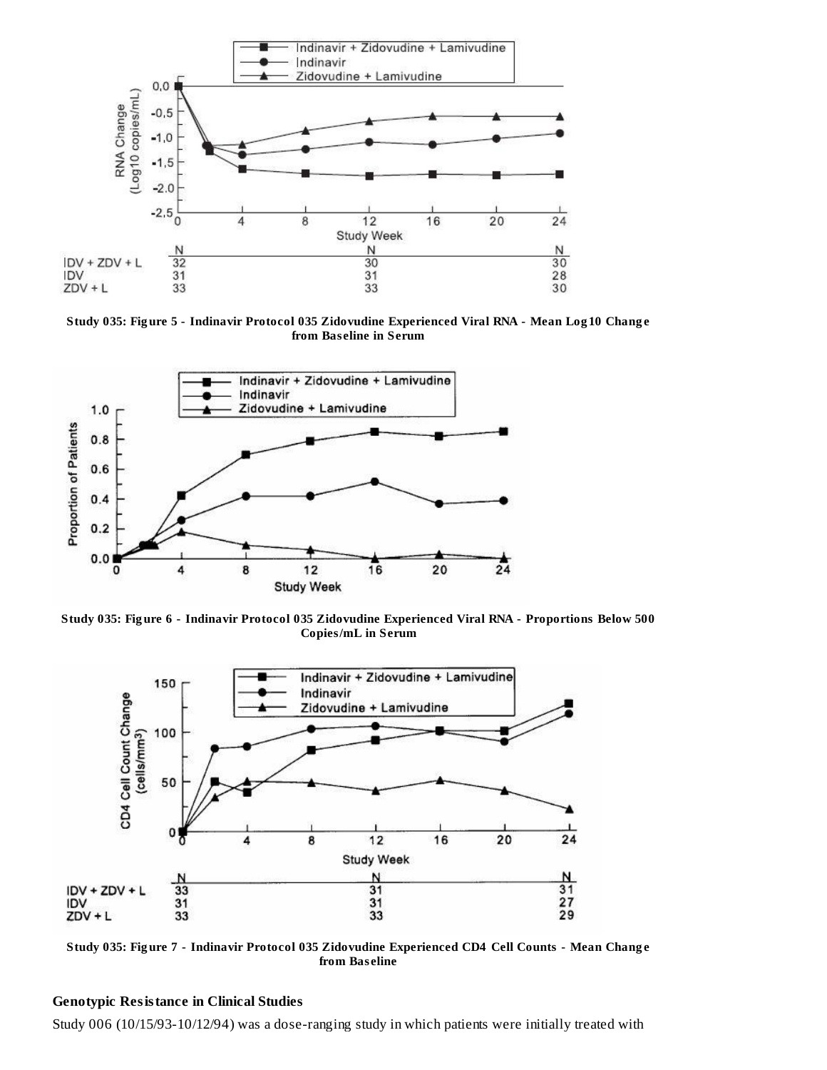Study 035: Figure 5 - Indinavir Protocol 035 Zidovudine Experienced Viral RNA - Mean Log10 Change from Baseline in Serum

Study 035: Figure 6 - Indinavir Protocol 035 Zidovudine Experienced Viral RNA - Proportions Below 500 Copies/mL in Serum

Study 035: Figure 7 - Indinavir Protocol 035 Zidovudine Experienced CD4 Cell Counts - Mean Change from Baseline

**Genotypic Resistance in Clinical Studies**

Study 006 (10/15/93-10/12/94) was a dose-ranging study in which patients were initially treated with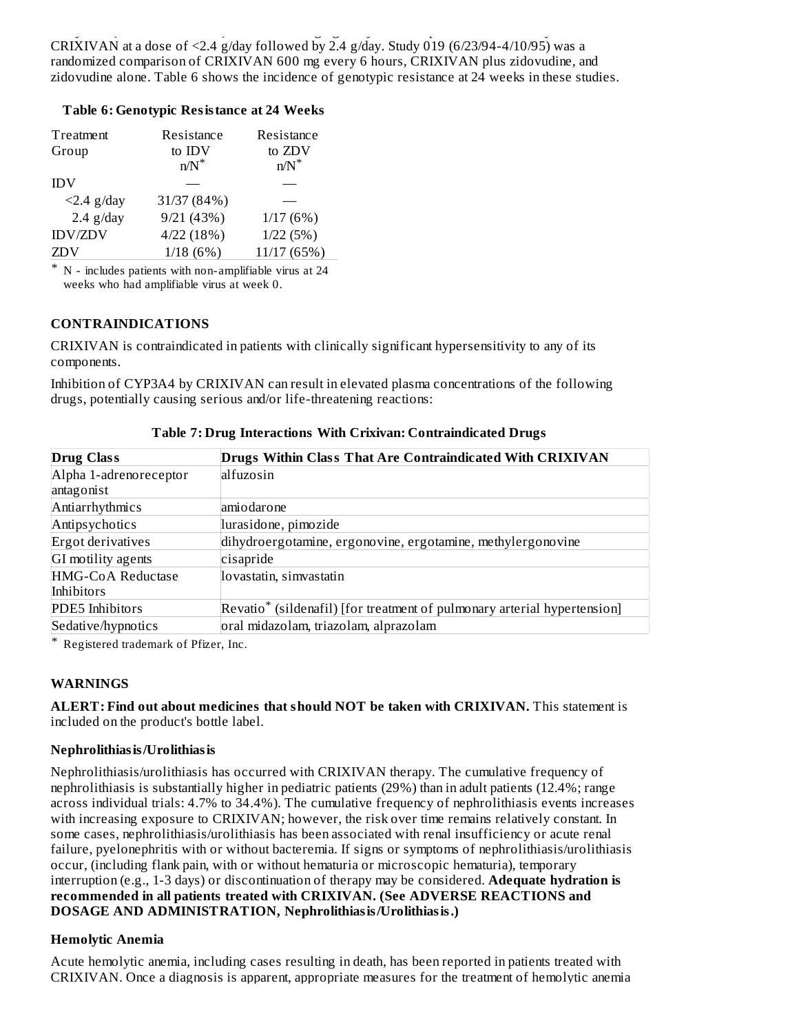CRIXIVAN at a dose of <2.4 g/day followed by 2.4 g/day. Study 019 (6/23/94-4/10/95) was a randomized comparison of CRIXIVAN 600 mg every 6 hours, CRIXIVAN plus zidovudine, and zidovudine alone. Table 6 shows the incidence of genotypic resistance at 24 weeks in these studies.

**Table 6: Genotypic Resistance at 24 Weeks**

| Treatment Group | Resistance to IDV n/N* | Resistance to ZDV n/N* |
|---|---|---|
| IDV | — | — |
| <2.4 g/day | 31/37 (84%) | — |
| 2.4 g/day | 9/21 (43%) | 1/17 (6%) |
| IDV/ZDV | 4/22 (18%) | 1/22 (5%) |
| ZDV | 1/18 (6%) | 11/17 (65%) |

\* N - includes patients with non-amplifiable virus at 24 weeks who had amplifiable virus at week 0.

## CONTRAINDICATIONS

CRIXIVAN is contraindicated in patients with clinically significant hypersensitivity to any of its components.

Inhibition of CYP3A4 by CRIXIVAN can result in elevated plasma concentrations of the following drugs, potentially causing serious and/or life-threatening reactions:

**Table 7: Drug Interactions With Crixivan: Contraindicated Drugs**

| Drug Class | Drugs Within Class That Are Contraindicated With CRIXIVAN |
|---|---|
| Alpha 1-adrenoreceptor antagonist | alfuzosin |
| Antiarrhythmics | amiodarone |
| Antipsychotics | lurasidone, pimozide |
| Ergot derivatives | dihydroergotamine, ergonovine, ergotamine, methylergonovine |
| GI motility agents | cisapride |
| HMG-CoA Reductase Inhibitors | lovastatin, simvastatin |
| PDE5 Inhibitors | Revatio* (sildenafil) [for treatment of pulmonary arterial hypertension] |
| Sedative/hypnotics | oral midazolam, triazolam, alprazolam |

\* Registered trademark of Pfizer, Inc.

## WARNINGS

**ALERT: Find out about medicines that should NOT be taken with CRIXIVAN.** This statement is included on the product's bottle label.

### Nephrolithiasis/Urolithiasis

Nephrolithiasis/urolithiasis has occurred with CRIXIVAN therapy. The cumulative frequency of nephrolithiasis is substantially higher in pediatric patients (29%) than in adult patients (12.4%; range across individual trials: 4.7% to 34.4%). The cumulative frequency of nephrolithiasis events increases with increasing exposure to CRIXIVAN; however, the risk over time remains relatively constant. In some cases, nephrolithiasis/urolithiasis has been associated with renal insufficiency or acute renal failure, pyelonephritis with or without bacteremia. If signs or symptoms of nephrolithiasis/urolithiasis occur, (including flank pain, with or without hematuria or microscopic hematuria), temporary interruption (e.g., 1-3 days) or discontinuation of therapy may be considered. **Adequate hydration is recommended in all patients treated with CRIXIVAN. (See ADVERSE REACTIONS and DOSAGE AND ADMINISTRATION, Nephrolithiasis/Urolithiasis.)**

### Hemolytic Anemia

Acute hemolytic anemia, including cases resulting in death, has been reported in patients treated with CRIXIVAN. Once a diagnosis is apparent, appropriate measures for the treatment of hemolytic anemia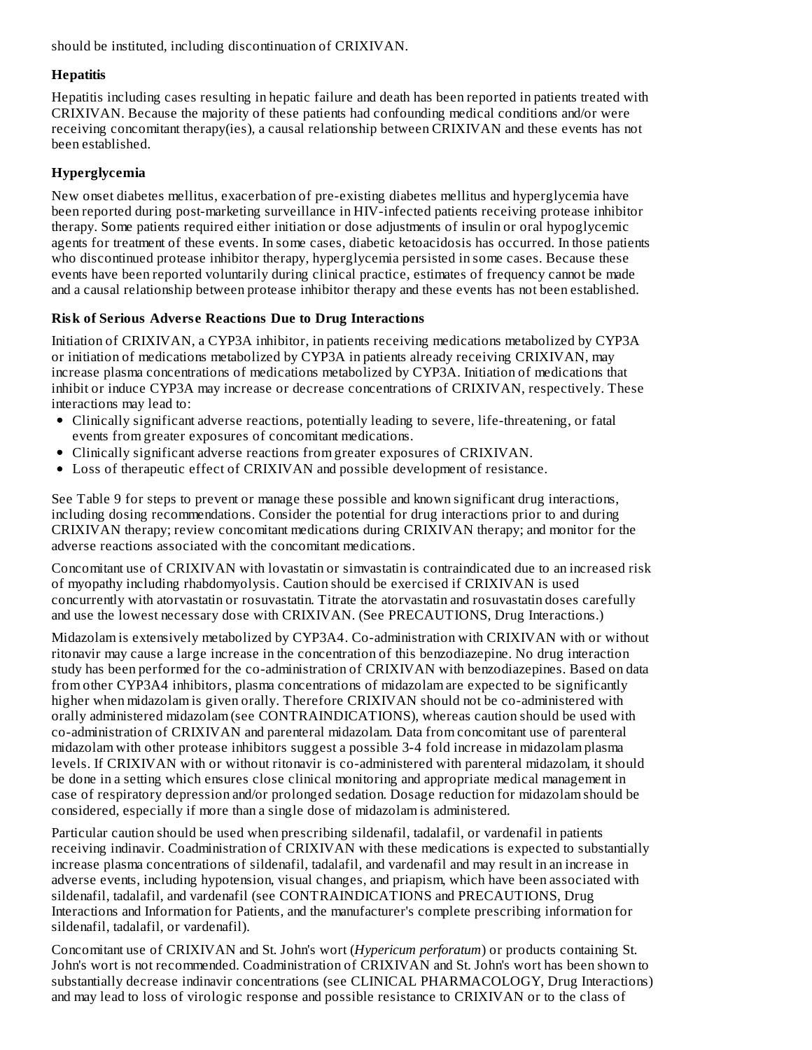should be instituted, including discontinuation of CRIXIVAN.

**Hepatitis**

Hepatitis including cases resulting in hepatic failure and death has been reported in patients treated with CRIXIVAN. Because the majority of these patients had confounding medical conditions and/or were receiving concomitant therapy(ies), a causal relationship between CRIXIVAN and these events has not been established.

**Hyperglycemia**

New onset diabetes mellitus, exacerbation of pre-existing diabetes mellitus and hyperglycemia have been reported during post-marketing surveillance in HIV-infected patients receiving protease inhibitor therapy. Some patients required either initiation or dose adjustments of insulin or oral hypoglycemic agents for treatment of these events. In some cases, diabetic ketoacidosis has occurred. In those patients who discontinued protease inhibitor therapy, hyperglycemia persisted in some cases. Because these events have been reported voluntarily during clinical practice, estimates of frequency cannot be made and a causal relationship between protease inhibitor therapy and these events has not been established.

**Risk of Serious Adverse Reactions Due to Drug Interactions**

Initiation of CRIXIVAN, a CYP3A inhibitor, in patients receiving medications metabolized by CYP3A or initiation of medications metabolized by CYP3A in patients already receiving CRIXIVAN, may increase plasma concentrations of medications metabolized by CYP3A. Initiation of medications that inhibit or induce CYP3A may increase or decrease concentrations of CRIXIVAN, respectively. These interactions may lead to:

- Clinically significant adverse reactions, potentially leading to severe, life-threatening, or fatal events from greater exposures of concomitant medications.
- Clinically significant adverse reactions from greater exposures of CRIXIVAN.
- Loss of therapeutic effect of CRIXIVAN and possible development of resistance.

See Table 9 for steps to prevent or manage these possible and known significant drug interactions, including dosing recommendations. Consider the potential for drug interactions prior to and during CRIXIVAN therapy; review concomitant medications during CRIXIVAN therapy; and monitor for the adverse reactions associated with the concomitant medications.

Concomitant use of CRIXIVAN with lovastatin or simvastatin is contraindicated due to an increased risk of myopathy including rhabdomyolysis. Caution should be exercised if CRIXIVAN is used concurrently with atorvastatin or rosuvastatin. Titrate the atorvastatin and rosuvastatin doses carefully and use the lowest necessary dose with CRIXIVAN. (See PRECAUTIONS, Drug Interactions.)

Midazolam is extensively metabolized by CYP3A4. Co-administration with CRIXIVAN with or without ritonavir may cause a large increase in the concentration of this benzodiazepine. No drug interaction study has been performed for the co-administration of CRIXIVAN with benzodiazepines. Based on data from other CYP3A4 inhibitors, plasma concentrations of midazolam are expected to be significantly higher when midazolam is given orally. Therefore CRIXIVAN should not be co-administered with orally administered midazolam (see CONTRAINDICATIONS), whereas caution should be used with co-administration of CRIXIVAN and parenteral midazolam. Data from concomitant use of parenteral midazolam with other protease inhibitors suggest a possible 3-4 fold increase in midazolam plasma levels. If CRIXIVAN with or without ritonavir is co-administered with parenteral midazolam, it should be done in a setting which ensures close clinical monitoring and appropriate medical management in case of respiratory depression and/or prolonged sedation. Dosage reduction for midazolam should be considered, especially if more than a single dose of midazolam is administered.

Particular caution should be used when prescribing sildenafil, tadalafil, or vardenafil in patients receiving indinavir. Coadministration of CRIXIVAN with these medications is expected to substantially increase plasma concentrations of sildenafil, tadalafil, and vardenafil and may result in an increase in adverse events, including hypotension, visual changes, and priapism, which have been associated with sildenafil, tadalafil, and vardenafil (see CONTRAINDICATIONS and PRECAUTIONS, Drug Interactions and Information for Patients, and the manufacturer's complete prescribing information for sildenafil, tadalafil, or vardenafil).

Concomitant use of CRIXIVAN and St. John's wort (*Hypericum perforatum*) or products containing St. John's wort is not recommended. Coadministration of CRIXIVAN and St. John's wort has been shown to substantially decrease indinavir concentrations (see CLINICAL PHARMACOLOGY, Drug Interactions) and may lead to loss of virologic response and possible resistance to CRIXIVAN or to the class of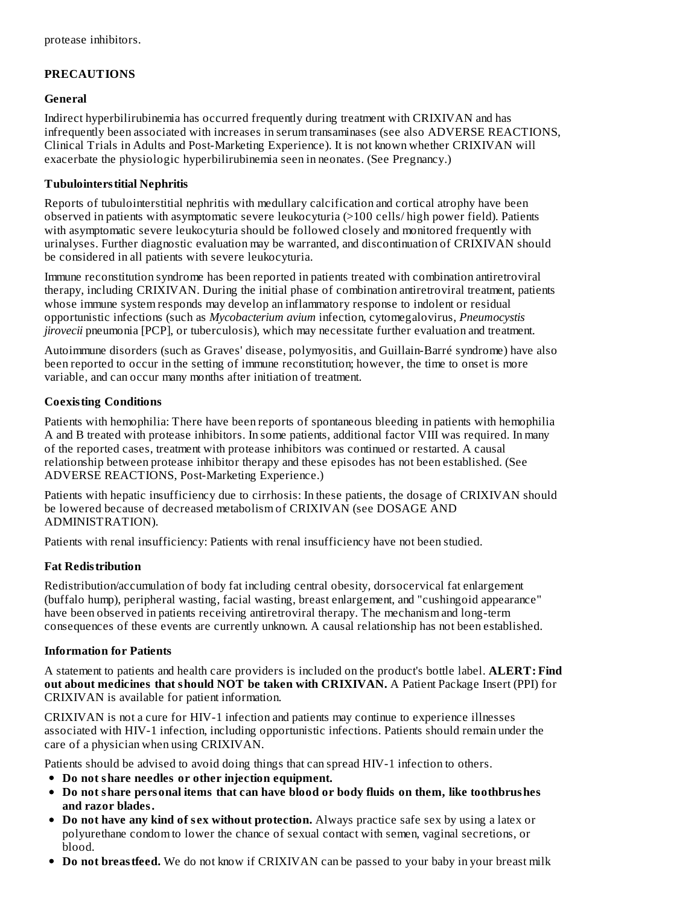protease inhibitors.

## PRECAUTIONS

### General

Indirect hyperbilirubinemia has occurred frequently during treatment with CRIXIVAN and has infrequently been associated with increases in serum transaminases (see also ADVERSE REACTIONS, Clinical Trials in Adults and Post-Marketing Experience). It is not known whether CRIXIVAN will exacerbate the physiologic hyperbilirubinemia seen in neonates. (See Pregnancy.)

### Tubulointerstitial Nephritis

Reports of tubulointerstitial nephritis with medullary calcification and cortical atrophy have been observed in patients with asymptomatic severe leukocyturia (>100 cells/ high power field). Patients with asymptomatic severe leukocyturia should be followed closely and monitored frequently with urinalyses. Further diagnostic evaluation may be warranted, and discontinuation of CRIXIVAN should be considered in all patients with severe leukocyturia.

Immune reconstitution syndrome has been reported in patients treated with combination antiretroviral therapy, including CRIXIVAN. During the initial phase of combination antiretroviral treatment, patients whose immune system responds may develop an inflammatory response to indolent or residual opportunistic infections (such as *Mycobacterium avium* infection, cytomegalovirus, *Pneumocystis jirovecii* pneumonia [PCP], or tuberculosis), which may necessitate further evaluation and treatment.

Autoimmune disorders (such as Graves' disease, polymyositis, and Guillain-Barré syndrome) have also been reported to occur in the setting of immune reconstitution; however, the time to onset is more variable, and can occur many months after initiation of treatment.

### Coexisting Conditions

Patients with hemophilia: There have been reports of spontaneous bleeding in patients with hemophilia A and B treated with protease inhibitors. In some patients, additional factor VIII was required. In many of the reported cases, treatment with protease inhibitors was continued or restarted. A causal relationship between protease inhibitor therapy and these episodes has not been established. (See ADVERSE REACTIONS, Post-Marketing Experience.)

Patients with hepatic insufficiency due to cirrhosis: In these patients, the dosage of CRIXIVAN should be lowered because of decreased metabolism of CRIXIVAN (see DOSAGE AND ADMINISTRATION).

Patients with renal insufficiency: Patients with renal insufficiency have not been studied.

### Fat Redistribution

Redistribution/accumulation of body fat including central obesity, dorsocervical fat enlargement (buffalo hump), peripheral wasting, facial wasting, breast enlargement, and "cushingoid appearance" have been observed in patients receiving antiretroviral therapy. The mechanism and long-term consequences of these events are currently unknown. A causal relationship has not been established.

### Information for Patients

A statement to patients and health care providers is included on the product's bottle label. **ALERT: Find out about medicines that should NOT be taken with CRIXIVAN.** A Patient Package Insert (PPI) for CRIXIVAN is available for patient information.

CRIXIVAN is not a cure for HIV-1 infection and patients may continue to experience illnesses associated with HIV-1 infection, including opportunistic infections. Patients should remain under the care of a physician when using CRIXIVAN.

Patients should be advised to avoid doing things that can spread HIV-1 infection to others.

- **Do not share needles or other injection equipment.**
- **Do not share personal items that can have blood or body fluids on them, like toothbrushes and razor blades.**
- **Do not have any kind of sex without protection.** Always practice safe sex by using a latex or polyurethane condom to lower the chance of sexual contact with semen, vaginal secretions, or blood.
- **Do not breastfeed.** We do not know if CRIXIVAN can be passed to your baby in your breast milk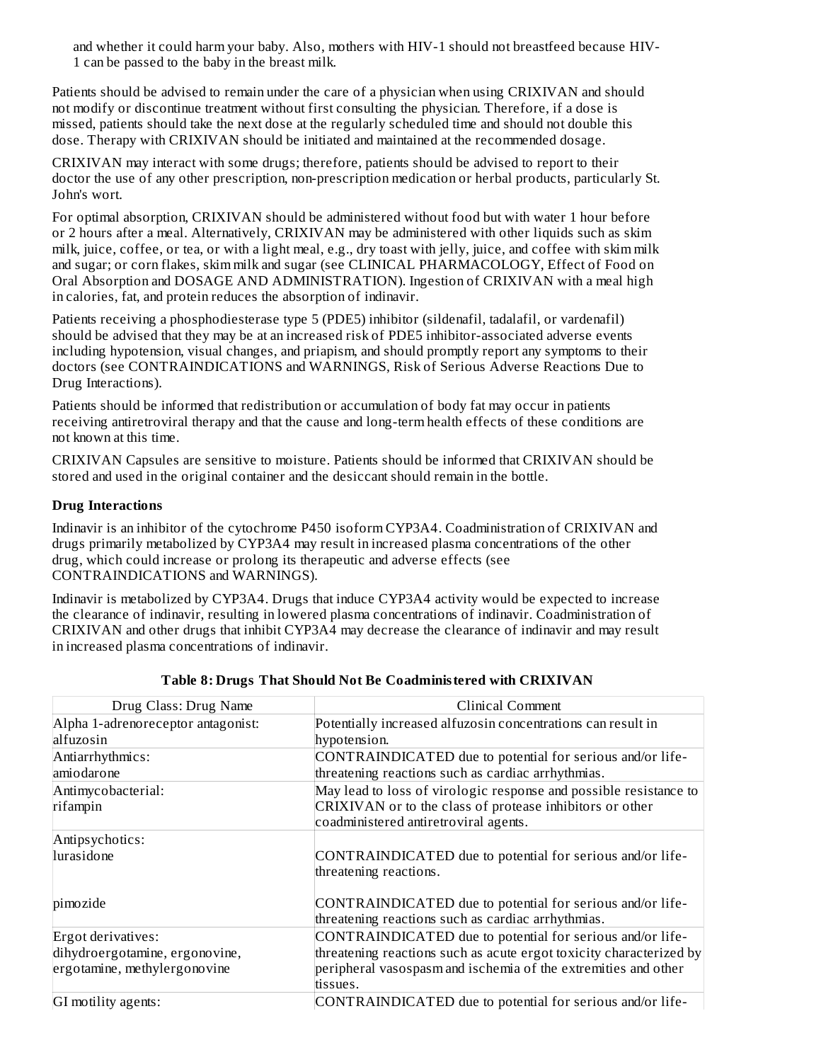and whether it could harm your baby. Also, mothers with HIV-1 should not breastfeed because HIV-1 can be passed to the baby in the breast milk.

Patients should be advised to remain under the care of a physician when using CRIXIVAN and should not modify or discontinue treatment without first consulting the physician. Therefore, if a dose is missed, patients should take the next dose at the regularly scheduled time and should not double this dose. Therapy with CRIXIVAN should be initiated and maintained at the recommended dosage.

CRIXIVAN may interact with some drugs; therefore, patients should be advised to report to their doctor the use of any other prescription, non-prescription medication or herbal products, particularly St. John's wort.

For optimal absorption, CRIXIVAN should be administered without food but with water 1 hour before or 2 hours after a meal. Alternatively, CRIXIVAN may be administered with other liquids such as skim milk, juice, coffee, or tea, or with a light meal, e.g., dry toast with jelly, juice, and coffee with skim milk and sugar; or corn flakes, skim milk and sugar (see CLINICAL PHARMACOLOGY, Effect of Food on Oral Absorption and DOSAGE AND ADMINISTRATION). Ingestion of CRIXIVAN with a meal high in calories, fat, and protein reduces the absorption of indinavir.

Patients receiving a phosphodiesterase type 5 (PDE5) inhibitor (sildenafil, tadalafil, or vardenafil) should be advised that they may be at an increased risk of PDE5 inhibitor-associated adverse events including hypotension, visual changes, and priapism, and should promptly report any symptoms to their doctors (see CONTRAINDICATIONS and WARNINGS, Risk of Serious Adverse Reactions Due to Drug Interactions).

Patients should be informed that redistribution or accumulation of body fat may occur in patients receiving antiretroviral therapy and that the cause and long-term health effects of these conditions are not known at this time.

CRIXIVAN Capsules are sensitive to moisture. Patients should be informed that CRIXIVAN should be stored and used in the original container and the desiccant should remain in the bottle.

**Drug Interactions**

Indinavir is an inhibitor of the cytochrome P450 isoform CYP3A4. Coadministration of CRIXIVAN and drugs primarily metabolized by CYP3A4 may result in increased plasma concentrations of the other drug, which could increase or prolong its therapeutic and adverse effects (see CONTRAINDICATIONS and WARNINGS).

Indinavir is metabolized by CYP3A4. Drugs that induce CYP3A4 activity would be expected to increase the clearance of indinavir, resulting in lowered plasma concentrations of indinavir. Coadministration of CRIXIVAN and other drugs that inhibit CYP3A4 may decrease the clearance of indinavir and may result in increased plasma concentrations of indinavir.

**Table 8: Drugs That Should Not Be Coadministered with CRIXIVAN**

| Drug Class: Drug Name | Clinical Comment |
|---|---|
| Alpha 1-adrenoreceptor antagonist: alfuzosin | Potentially increased alfuzosin concentrations can result in hypotension. |
| Antiarrhythmics: amiodarone | CONTRAINDICATED due to potential for serious and/or life-threatening reactions such as cardiac arrhythmias. |
| Antimycobacterial: rifampin | May lead to loss of virologic response and possible resistance to CRIXIVAN or to the class of protease inhibitors or other coadministered antiretroviral agents. |
| Antipsychotics: lurasidone | CONTRAINDICATED due to potential for serious and/or life-threatening reactions. |
| pimozide | CONTRAINDICATED due to potential for serious and/or life-threatening reactions such as cardiac arrhythmias. |
| Ergot derivatives: dihydroergotamine, ergonovine, ergotamine, methylergonovine | CONTRAINDICATED due to potential for serious and/or life-threatening reactions such as acute ergot toxicity characterized by peripheral vasospasm and ischemia of the extremities and other tissues. |
| GI motility agents: | CONTRAINDICATED due to potential for serious and/or life- |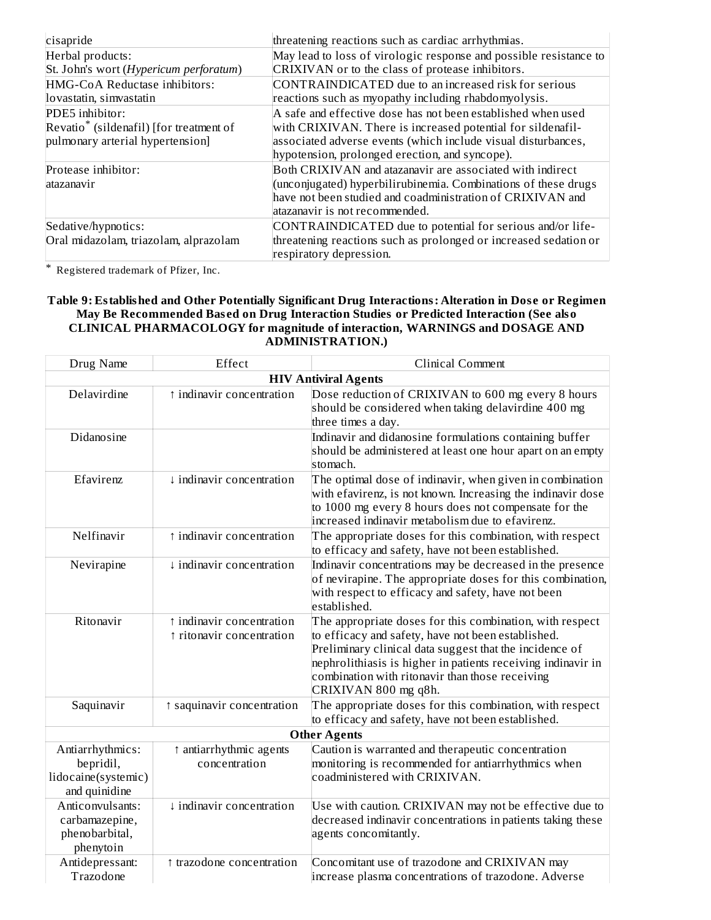| | |
|---|---|
| cisapride | threatening reactions such as cardiac arrhythmias. |
| Herbal products:<br>St. John's wort (*Hypericum perforatum*) | May lead to loss of virologic response and possible resistance to CRIXIVAN or to the class of protease inhibitors. |
| HMG-CoA Reductase inhibitors:<br>lovastatin, simvastatin | CONTRAINDICATED due to an increased risk for serious reactions such as myopathy including rhabdomyolysis. |
| PDE5 inhibitor:<br>Revatio* (sildenafil) [for treatment of pulmonary arterial hypertension] | A safe and effective dose has not been established when used with CRIXIVAN. There is increased potential for sildenafil-associated adverse events (which include visual disturbances, hypotension, prolonged erection, and syncope). |
| Protease inhibitor:<br>atazanavir | Both CRIXIVAN and atazanavir are associated with indirect (unconjugated) hyperbilirubinemia. Combinations of these drugs have not been studied and coadministration of CRIXIVAN and atazanavir is not recommended. |
| Sedative/hypnotics:<br>Oral midazolam, triazolam, alprazolam | CONTRAINDICATED due to potential for serious and/or life-threatening reactions such as prolonged or increased sedation or respiratory depression. |

* Registered trademark of Pfizer, Inc.

**Table 9: Established and Other Potentially Significant Drug Interactions: Alteration in Dose or Regimen May Be Recommended Based on Drug Interaction Studies or Predicted Interaction (See also CLINICAL PHARMACOLOGY for magnitude of interaction, WARNINGS and DOSAGE AND ADMINISTRATION.)**

| Drug Name | Effect | Clinical Comment |
|---|---|---|
| **HIV Antiviral Agents** | | |
| Delavirdine | ↑ indinavir concentration | Dose reduction of CRIXIVAN to 600 mg every 8 hours should be considered when taking delavirdine 400 mg three times a day. |
| Didanosine | | Indinavir and didanosine formulations containing buffer should be administered at least one hour apart on an empty stomach. |
| Efavirenz | ↓ indinavir concentration | The optimal dose of indinavir, when given in combination with efavirenz, is not known. Increasing the indinavir dose to 1000 mg every 8 hours does not compensate for the increased indinavir metabolism due to efavirenz. |
| Nelfinavir | ↑ indinavir concentration | The appropriate doses for this combination, with respect to efficacy and safety, have not been established. |
| Nevirapine | ↓ indinavir concentration | Indinavir concentrations may be decreased in the presence of nevirapine. The appropriate doses for this combination, with respect to efficacy and safety, have not been established. |
| Ritonavir | ↑ indinavir concentration<br>↑ ritonavir concentration | The appropriate doses for this combination, with respect to efficacy and safety, have not been established. Preliminary clinical data suggest that the incidence of nephrolithiasis is higher in patients receiving indinavir in combination with ritonavir than those receiving CRIXIVAN 800 mg q8h. |
| Saquinavir | ↑ saquinavir concentration | The appropriate doses for this combination, with respect to efficacy and safety, have not been established. |
| **Other Agents** | | |
| Antiarrhythmics:<br>bepridil, lidocaine(systemic) and quinidine | ↑ antiarrhythmic agents concentration | Caution is warranted and therapeutic concentration monitoring is recommended for antiarrhythmics when coadministered with CRIXIVAN. |
| Anticonvulsants:<br>carbamazepine, phenobarbital, phenytoin | ↓ indinavir concentration | Use with caution. CRIXIVAN may not be effective due to decreased indinavir concentrations in patients taking these agents concomitantly. |
| Antidepressant:<br>Trazodone | ↑ trazodone concentration | Concomitant use of trazodone and CRIXIVAN may increase plasma concentrations of trazodone. Adverse |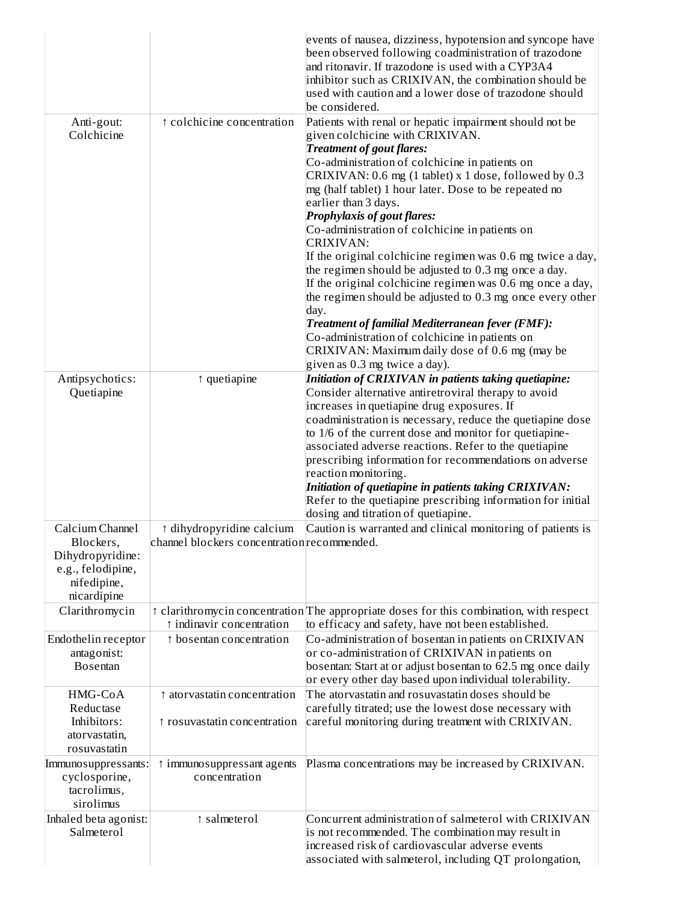| | | |
|---|---|---|
| | | events of nausea, dizziness, hypotension and syncope have been observed following coadministration of trazodone and ritonavir. If trazodone is used with a CYP3A4 inhibitor such as CRIXIVAN, the combination should be used with caution and a lower dose of trazodone should be considered. |
| Anti-gout: Colchicine | ↑ colchicine concentration | Patients with renal or hepatic impairment should not be given colchicine with CRIXIVAN. ***Treatment of gout flares:*** Co-administration of colchicine in patients on CRIXIVAN: 0.6 mg (1 tablet) x 1 dose, followed by 0.3 mg (half tablet) 1 hour later. Dose to be repeated no earlier than 3 days. ***Prophylaxis of gout flares:*** Co-administration of colchicine in patients on CRIXIVAN: If the original colchicine regimen was 0.6 mg twice a day, the regimen should be adjusted to 0.3 mg once a day. If the original colchicine regimen was 0.6 mg once a day, the regimen should be adjusted to 0.3 mg once every other day. ***Treatment of familial Mediterranean fever (FMF):*** Co-administration of colchicine in patients on CRIXIVAN: Maximum daily dose of 0.6 mg (may be given as 0.3 mg twice a day). |
| Antipsychotics: Quetiapine | ↑ quetiapine | ***Initiation of CRIXIVAN in patients taking quetiapine:*** Consider alternative antiretroviral therapy to avoid increases in quetiapine drug exposures. If coadministration is necessary, reduce the quetiapine dose to 1/6 of the current dose and monitor for quetiapine-associated adverse reactions. Refer to the quetiapine prescribing information for recommendations on adverse reaction monitoring. ***Initiation of quetiapine in patients taking CRIXIVAN:*** Refer to the quetiapine prescribing information for initial dosing and titration of quetiapine. |
| Calcium Channel Blockers, Dihydropyridine: e.g., felodipine, nifedipine, nicardipine | ↑ dihydropyridine calcium channel blockers concentration | Caution is warranted and clinical monitoring of patients is recommended. |
| Clarithromycin | ↑ clarithromycin concentration ↑ indinavir concentration | The appropriate doses for this combination, with respect to efficacy and safety, have not been established. |
| Endothelin receptor antagonist: Bosentan | ↑ bosentan concentration | Co-administration of bosentan in patients on CRIXIVAN or co-administration of CRIXIVAN in patients on bosentan: Start at or adjust bosentan to 62.5 mg once daily or every other day based upon individual tolerability. |
| HMG-CoA Reductase Inhibitors: atorvastatin, rosuvastatin | ↑ atorvastatin concentration ↑ rosuvastatin concentration | The atorvastatin and rosuvastatin doses should be carefully titrated; use the lowest dose necessary with careful monitoring during treatment with CRIXIVAN. |
| Immunosuppressants: cyclosporine, tacrolimus, sirolimus | ↑ immunosuppressant agents concentration | Plasma concentrations may be increased by CRIXIVAN. |
| Inhaled beta agonist: Salmeterol | ↑ salmeterol | Concurrent administration of salmeterol with CRIXIVAN is not recommended. The combination may result in increased risk of cardiovascular adverse events associated with salmeterol, including QT prolongation, |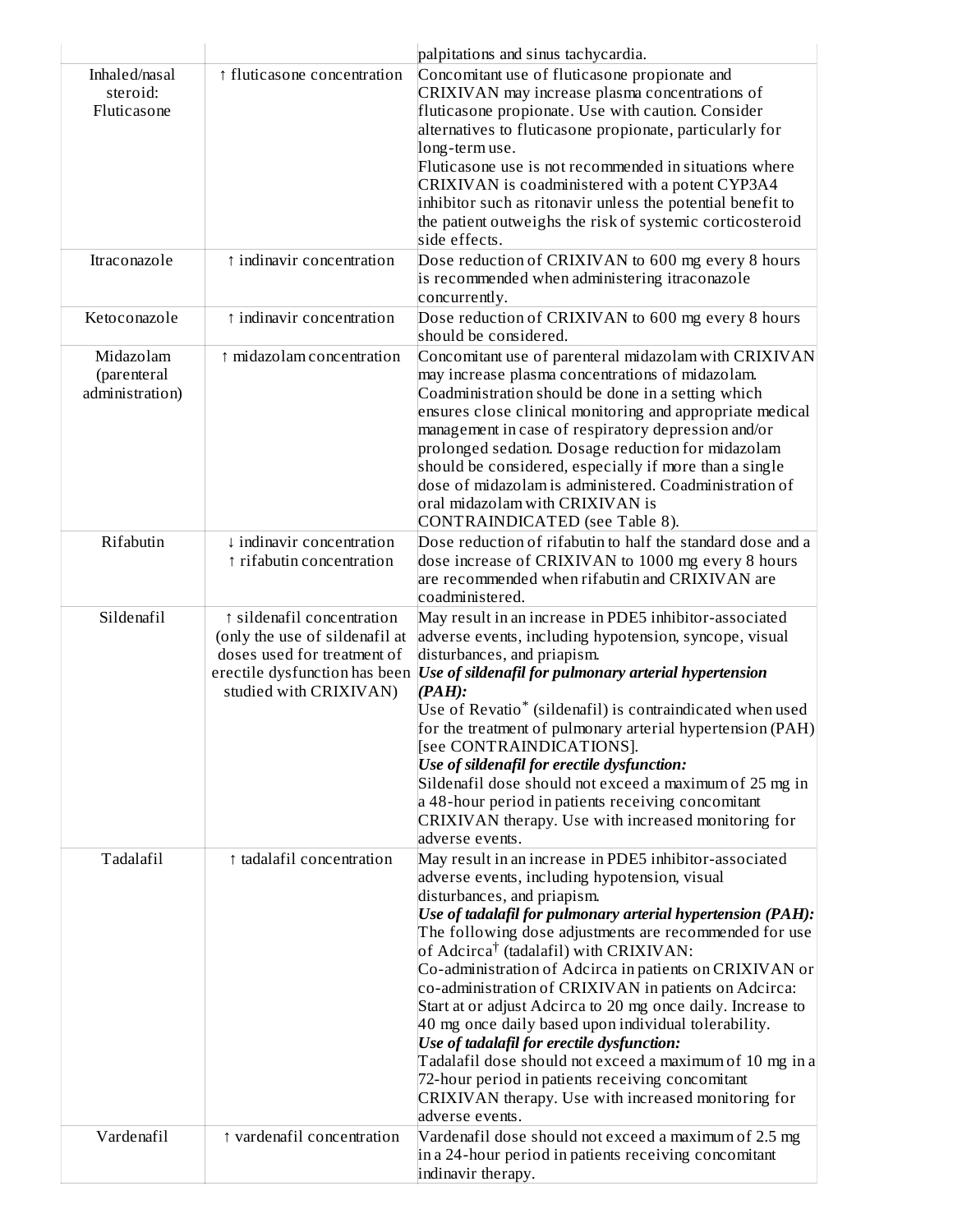| | | |
|---|---|---|
| | | palpitations and sinus tachycardia. |
| Inhaled/nasal steroid: Fluticasone | ↑ fluticasone concentration | Concomitant use of fluticasone propionate and CRIXIVAN may increase plasma concentrations of fluticasone propionate. Use with caution. Consider alternatives to fluticasone propionate, particularly for long-term use.<br>Fluticasone use is not recommended in situations where CRIXIVAN is coadministered with a potent CYP3A4 inhibitor such as ritonavir unless the potential benefit to the patient outweighs the risk of systemic corticosteroid side effects. |
| Itraconazole | ↑ indinavir concentration | Dose reduction of CRIXIVAN to 600 mg every 8 hours is recommended when administering itraconazole concurrently. |
| Ketoconazole | ↑ indinavir concentration | Dose reduction of CRIXIVAN to 600 mg every 8 hours should be considered. |
| Midazolam (parenteral administration) | ↑ midazolam concentration | Concomitant use of parenteral midazolam with CRIXIVAN may increase plasma concentrations of midazolam. Coadministration should be done in a setting which ensures close clinical monitoring and appropriate medical management in case of respiratory depression and/or prolonged sedation. Dosage reduction for midazolam should be considered, especially if more than a single dose of midazolam is administered. Coadministration of oral midazolam with CRIXIVAN is CONTRAINDICATED (see Table 8). |
| Rifabutin | ↓ indinavir concentration<br>↑ rifabutin concentration | Dose reduction of rifabutin to half the standard dose and a dose increase of CRIXIVAN to 1000 mg every 8 hours are recommended when rifabutin and CRIXIVAN are coadministered. |
| Sildenafil | ↑ sildenafil concentration (only the use of sildenafil at doses used for treatment of erectile dysfunction has been studied with CRIXIVAN) | May result in an increase in PDE5 inhibitor-associated adverse events, including hypotension, syncope, visual disturbances, and priapism.<br>***Use of sildenafil for pulmonary arterial hypertension (PAH):***<br>Use of Revatio* (sildenafil) is contraindicated when used for the treatment of pulmonary arterial hypertension (PAH) [see CONTRAINDICATIONS].<br>***Use of sildenafil for erectile dysfunction:***<br>Sildenafil dose should not exceed a maximum of 25 mg in a 48-hour period in patients receiving concomitant CRIXIVAN therapy. Use with increased monitoring for adverse events. |
| Tadalafil | ↑ tadalafil concentration | May result in an increase in PDE5 inhibitor-associated adverse events, including hypotension, visual disturbances, and priapism.<br>***Use of tadalafil for pulmonary arterial hypertension (PAH):***<br>The following dose adjustments are recommended for use of Adcirca† (tadalafil) with CRIXIVAN:<br>Co-administration of Adcirca in patients on CRIXIVAN or co-administration of CRIXIVAN in patients on Adcirca: Start at or adjust Adcirca to 20 mg once daily. Increase to 40 mg once daily based upon individual tolerability.<br>***Use of tadalafil for erectile dysfunction:***<br>Tadalafil dose should not exceed a maximum of 10 mg in a 72-hour period in patients receiving concomitant CRIXIVAN therapy. Use with increased monitoring for adverse events. |
| Vardenafil | ↑ vardenafil concentration | Vardenafil dose should not exceed a maximum of 2.5 mg in a 24-hour period in patients receiving concomitant indinavir therapy. |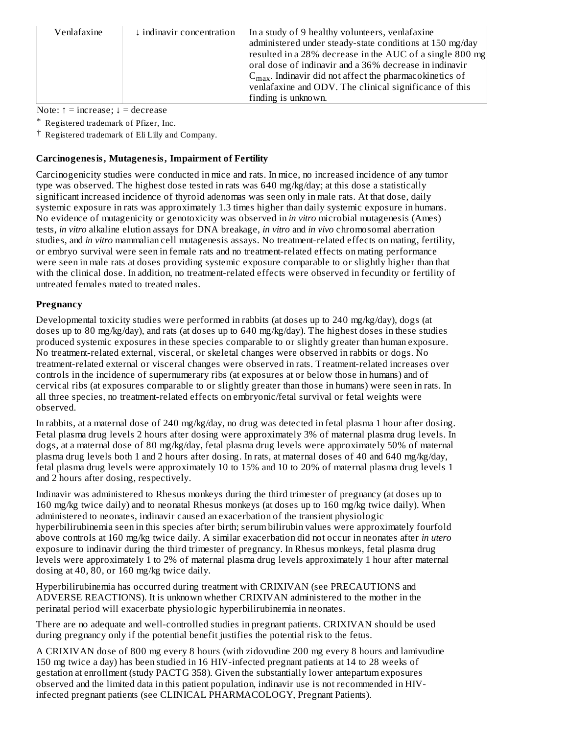| Venlafaxine | ↓ indinavir concentration | In a study of 9 healthy volunteers, venlafaxine administered under steady-state conditions at 150 mg/day resulted in a 28% decrease in the AUC of a single 800 mg oral dose of indinavir and a 36% decrease in indinavir $C_{max}$. Indinavir did not affect the pharmacokinetics of venlafaxine and ODV. The clinical significance of this finding is unknown. |
|---|---|---|

Note: ↑ = increase; ↓ = decrease

\* Registered trademark of Pfizer, Inc.

† Registered trademark of Eli Lilly and Company.

**Carcinogenesis, Mutagenesis, Impairment of Fertility**

Carcinogenicity studies were conducted in mice and rats. In mice, no increased incidence of any tumor type was observed. The highest dose tested in rats was 640 mg/kg/day; at this dose a statistically significant increased incidence of thyroid adenomas was seen only in male rats. At that dose, daily systemic exposure in rats was approximately 1.3 times higher than daily systemic exposure in humans. No evidence of mutagenicity or genotoxicity was observed in *in vitro* microbial mutagenesis (Ames) tests, *in vitro* alkaline elution assays for DNA breakage, *in vitro* and *in vivo* chromosomal aberration studies, and *in vitro* mammalian cell mutagenesis assays. No treatment-related effects on mating, fertility, or embryo survival were seen in female rats and no treatment-related effects on mating performance were seen in male rats at doses providing systemic exposure comparable to or slightly higher than that with the clinical dose. In addition, no treatment-related effects were observed in fecundity or fertility of untreated females mated to treated males.

**Pregnancy**

Developmental toxicity studies were performed in rabbits (at doses up to 240 mg/kg/day), dogs (at doses up to 80 mg/kg/day), and rats (at doses up to 640 mg/kg/day). The highest doses in these studies produced systemic exposures in these species comparable to or slightly greater than human exposure. No treatment-related external, visceral, or skeletal changes were observed in rabbits or dogs. No treatment-related external or visceral changes were observed in rats. Treatment-related increases over controls in the incidence of supernumerary ribs (at exposures at or below those in humans) and of cervical ribs (at exposures comparable to or slightly greater than those in humans) were seen in rats. In all three species, no treatment-related effects on embryonic/fetal survival or fetal weights were observed.

In rabbits, at a maternal dose of 240 mg/kg/day, no drug was detected in fetal plasma 1 hour after dosing. Fetal plasma drug levels 2 hours after dosing were approximately 3% of maternal plasma drug levels. In dogs, at a maternal dose of 80 mg/kg/day, fetal plasma drug levels were approximately 50% of maternal plasma drug levels both 1 and 2 hours after dosing. In rats, at maternal doses of 40 and 640 mg/kg/day, fetal plasma drug levels were approximately 10 to 15% and 10 to 20% of maternal plasma drug levels 1 and 2 hours after dosing, respectively.

Indinavir was administered to Rhesus monkeys during the third trimester of pregnancy (at doses up to 160 mg/kg twice daily) and to neonatal Rhesus monkeys (at doses up to 160 mg/kg twice daily). When administered to neonates, indinavir caused an exacerbation of the transient physiologic hyperbilirubinemia seen in this species after birth; serum bilirubin values were approximately fourfold above controls at 160 mg/kg twice daily. A similar exacerbation did not occur in neonates after *in utero* exposure to indinavir during the third trimester of pregnancy. In Rhesus monkeys, fetal plasma drug levels were approximately 1 to 2% of maternal plasma drug levels approximately 1 hour after maternal dosing at 40, 80, or 160 mg/kg twice daily.

Hyperbilirubinemia has occurred during treatment with CRIXIVAN (see PRECAUTIONS and ADVERSE REACTIONS). It is unknown whether CRIXIVAN administered to the mother in the perinatal period will exacerbate physiologic hyperbilirubinemia in neonates.

There are no adequate and well-controlled studies in pregnant patients. CRIXIVAN should be used during pregnancy only if the potential benefit justifies the potential risk to the fetus.

A CRIXIVAN dose of 800 mg every 8 hours (with zidovudine 200 mg every 8 hours and lamivudine 150 mg twice a day) has been studied in 16 HIV-infected pregnant patients at 14 to 28 weeks of gestation at enrollment (study PACTG 358). Given the substantially lower antepartum exposures observed and the limited data in this patient population, indinavir use is not recommended in HIV-infected pregnant patients (see CLINICAL PHARMACOLOGY, Pregnant Patients).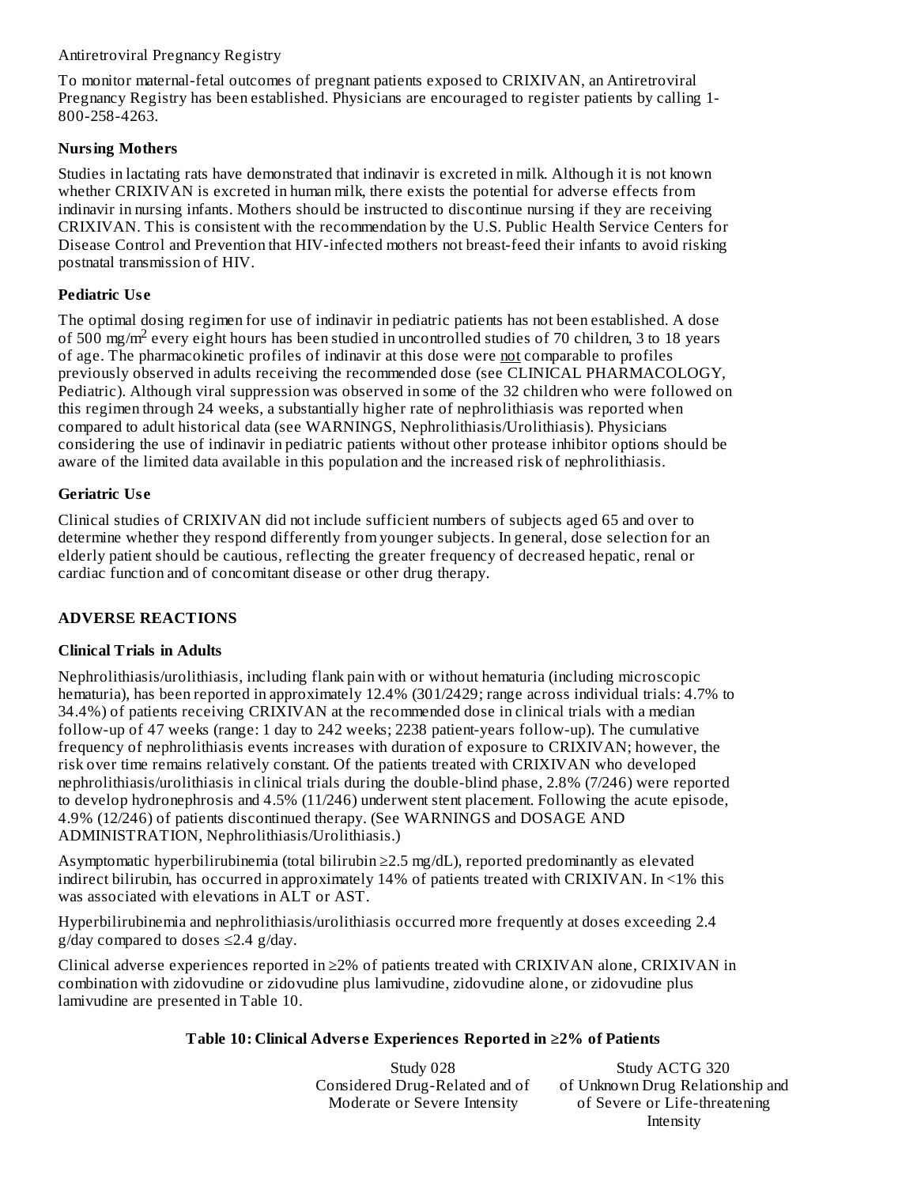Antiretroviral Pregnancy Registry

To monitor maternal-fetal outcomes of pregnant patients exposed to CRIXIVAN, an Antiretroviral Pregnancy Registry has been established. Physicians are encouraged to register patients by calling 1-800-258-4263.

### Nursing Mothers

Studies in lactating rats have demonstrated that indinavir is excreted in milk. Although it is not known whether CRIXIVAN is excreted in human milk, there exists the potential for adverse effects from indinavir in nursing infants. Mothers should be instructed to discontinue nursing if they are receiving CRIXIVAN. This is consistent with the recommendation by the U.S. Public Health Service Centers for Disease Control and Prevention that HIV-infected mothers not breast-feed their infants to avoid risking postnatal transmission of HIV.

### Pediatric Use

The optimal dosing regimen for use of indinavir in pediatric patients has not been established. A dose of 500 mg/m$^2$ every eight hours has been studied in uncontrolled studies of 70 children, 3 to 18 years of age. The pharmacokinetic profiles of indinavir at this dose were not comparable to profiles previously observed in adults receiving the recommended dose (see CLINICAL PHARMACOLOGY, Pediatric). Although viral suppression was observed in some of the 32 children who were followed on this regimen through 24 weeks, a substantially higher rate of nephrolithiasis was reported when compared to adult historical data (see WARNINGS, Nephrolithiasis/Urolithiasis). Physicians considering the use of indinavir in pediatric patients without other protease inhibitor options should be aware of the limited data available in this population and the increased risk of nephrolithiasis.

### Geriatric Use

Clinical studies of CRIXIVAN did not include sufficient numbers of subjects aged 65 and over to determine whether they respond differently from younger subjects. In general, dose selection for an elderly patient should be cautious, reflecting the greater frequency of decreased hepatic, renal or cardiac function and of concomitant disease or other drug therapy.

## ADVERSE REACTIONS

### Clinical Trials in Adults

Nephrolithiasis/urolithiasis, including flank pain with or without hematuria (including microscopic hematuria), has been reported in approximately 12.4% (301/2429; range across individual trials: 4.7% to 34.4%) of patients receiving CRIXIVAN at the recommended dose in clinical trials with a median follow-up of 47 weeks (range: 1 day to 242 weeks; 2238 patient-years follow-up). The cumulative frequency of nephrolithiasis events increases with duration of exposure to CRIXIVAN; however, the risk over time remains relatively constant. Of the patients treated with CRIXIVAN who developed nephrolithiasis/urolithiasis in clinical trials during the double-blind phase, 2.8% (7/246) were reported to develop hydronephrosis and 4.5% (11/246) underwent stent placement. Following the acute episode, 4.9% (12/246) of patients discontinued therapy. (See WARNINGS and DOSAGE AND ADMINISTRATION, Nephrolithiasis/Urolithiasis.)

Asymptomatic hyperbilirubinemia (total bilirubin ≥2.5 mg/dL), reported predominantly as elevated indirect bilirubin, has occurred in approximately 14% of patients treated with CRIXIVAN. In <1% this was associated with elevations in ALT or AST.

Hyperbilirubinemia and nephrolithiasis/urolithiasis occurred more frequently at doses exceeding 2.4 g/day compared to doses ≤2.4 g/day.

Clinical adverse experiences reported in ≥2% of patients treated with CRIXIVAN alone, CRIXIVAN in combination with zidovudine or zidovudine plus lamivudine, zidovudine alone, or zidovudine plus lamivudine are presented in Table 10.

**Table 10: Clinical Adverse Experiences Reported in ≥2% of Patients**

| Study 028 Considered Drug-Related and of Moderate or Severe Intensity | Study ACTG 320 of Unknown Drug Relationship and of Severe or Life-threatening Intensity |
|---|---|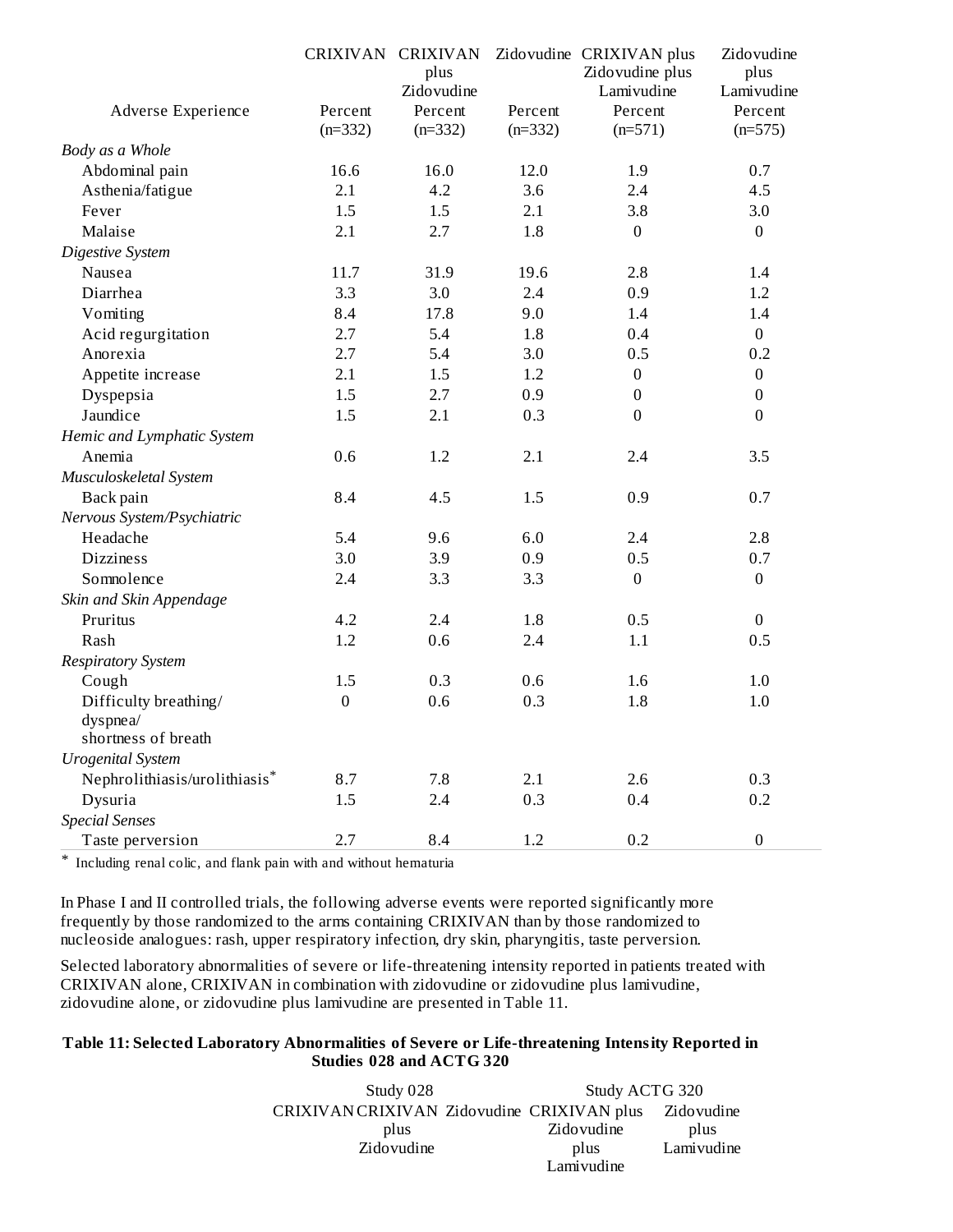| Adverse Experience | CRIXIVAN Percent (n=332) | CRIXIVAN plus Zidovudine Percent (n=332) | Zidovudine Percent (n=332) | CRIXIVAN plus Zidovudine plus Lamivudine Percent (n=571) | Zidovudine plus Lamivudine Percent (n=575) |
|---|---|---|---|---|---|
| *Body as a Whole* | | | | | |
| Abdominal pain | 16.6 | 16.0 | 12.0 | 1.9 | 0.7 |
| Asthenia/fatigue | 2.1 | 4.2 | 3.6 | 2.4 | 4.5 |
| Fever | 1.5 | 1.5 | 2.1 | 3.8 | 3.0 |
| Malaise | 2.1 | 2.7 | 1.8 | 0 | 0 |
| *Digestive System* | | | | | |
| Nausea | 11.7 | 31.9 | 19.6 | 2.8 | 1.4 |
| Diarrhea | 3.3 | 3.0 | 2.4 | 0.9 | 1.2 |
| Vomiting | 8.4 | 17.8 | 9.0 | 1.4 | 1.4 |
| Acid regurgitation | 2.7 | 5.4 | 1.8 | 0.4 | 0 |
| Anorexia | 2.7 | 5.4 | 3.0 | 0.5 | 0.2 |
| Appetite increase | 2.1 | 1.5 | 1.2 | 0 | 0 |
| Dyspepsia | 1.5 | 2.7 | 0.9 | 0 | 0 |
| Jaundice | 1.5 | 2.1 | 0.3 | 0 | 0 |
| *Hemic and Lymphatic System* | | | | | |
| Anemia | 0.6 | 1.2 | 2.1 | 2.4 | 3.5 |
| *Musculoskeletal System* | | | | | |
| Back pain | 8.4 | 4.5 | 1.5 | 0.9 | 0.7 |
| *Nervous System/Psychiatric* | | | | | |
| Headache | 5.4 | 9.6 | 6.0 | 2.4 | 2.8 |
| Dizziness | 3.0 | 3.9 | 0.9 | 0.5 | 0.7 |
| Somnolence | 2.4 | 3.3 | 3.3 | 0 | 0 |
| *Skin and Skin Appendage* | | | | | |
| Pruritus | 4.2 | 2.4 | 1.8 | 0.5 | 0 |
| Rash | 1.2 | 0.6 | 2.4 | 1.1 | 0.5 |
| *Respiratory System* | | | | | |
| Cough | 1.5 | 0.3 | 0.6 | 1.6 | 1.0 |
| Difficulty breathing/ dyspnea/ shortness of breath | 0 | 0.6 | 0.3 | 1.8 | 1.0 |
| *Urogenital System* | | | | | |
| Nephrolithiasis/urolithiasis* | 8.7 | 7.8 | 2.1 | 2.6 | 0.3 |
| Dysuria | 1.5 | 2.4 | 0.3 | 0.4 | 0.2 |
| *Special Senses* | | | | | |
| Taste perversion | 2.7 | 8.4 | 1.2 | 0.2 | 0 |

* Including renal colic, and flank pain with and without hematuria

In Phase I and II controlled trials, the following adverse events were reported significantly more frequently by those randomized to the arms containing CRIXIVAN than by those randomized to nucleoside analogues: rash, upper respiratory infection, dry skin, pharyngitis, taste perversion.

Selected laboratory abnormalities of severe or life-threatening intensity reported in patients treated with CRIXIVAN alone, CRIXIVAN in combination with zidovudine or zidovudine plus lamivudine, zidovudine alone, or zidovudine plus lamivudine are presented in Table 11.

**Table 11: Selected Laboratory Abnormalities of Severe or Life-threatening Intensity Reported in Studies 028 and ACTG 320**

| | Study 028 | | | Study ACTG 320 | |
|---|---|---|---|---|---|
| | CRIXIVAN | CRIXIVAN plus Zidovudine | Zidovudine | CRIXIVAN plus Zidovudine plus Lamivudine | Zidovudine plus Lamivudine |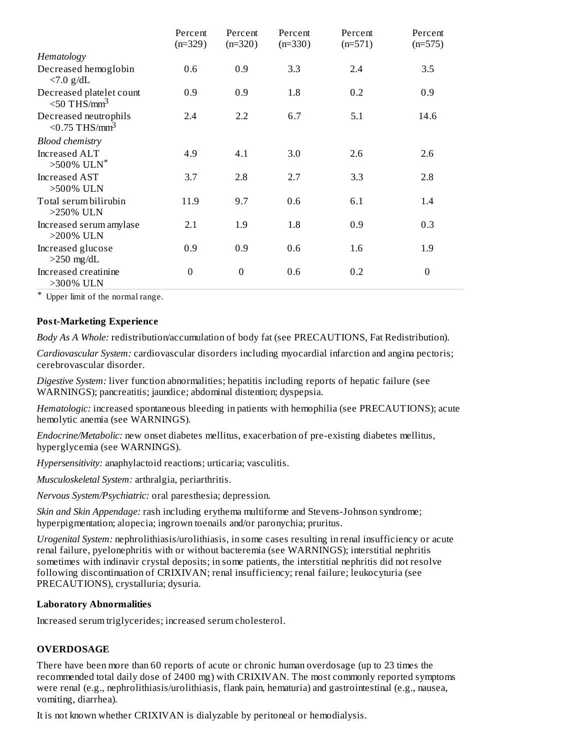| | Percent (n=329) | Percent (n=320) | Percent (n=330) | Percent (n=571) | Percent (n=575) |
|---|---|---|---|---|---|
| *Hematology* | | | | | |
| Decreased hemoglobin <7.0 g/dL | 0.6 | 0.9 | 3.3 | 2.4 | 3.5 |
| Decreased platelet count <50 THS/mm$^3$ | 0.9 | 0.9 | 1.8 | 0.2 | 0.9 |
| Decreased neutrophils <0.75 THS/mm$^3$ | 2.4 | 2.2 | 6.7 | 5.1 | 14.6 |
| *Blood chemistry* | | | | | |
| Increased ALT >500% ULN* | 4.9 | 4.1 | 3.0 | 2.6 | 2.6 |
| Increased AST >500% ULN | 3.7 | 2.8 | 2.7 | 3.3 | 2.8 |
| Total serum bilirubin >250% ULN | 11.9 | 9.7 | 0.6 | 6.1 | 1.4 |
| Increased serum amylase >200% ULN | 2.1 | 1.9 | 1.8 | 0.9 | 0.3 |
| Increased glucose >250 mg/dL | 0.9 | 0.9 | 0.6 | 1.6 | 1.9 |
| Increased creatinine >300% ULN | 0 | 0 | 0.6 | 0.2 | 0 |

\* Upper limit of the normal range.

**Post-Marketing Experience**

*Body As A Whole:* redistribution/accumulation of body fat (see PRECAUTIONS, Fat Redistribution).

*Cardiovascular System:* cardiovascular disorders including myocardial infarction and angina pectoris; cerebrovascular disorder.

*Digestive System:* liver function abnormalities; hepatitis including reports of hepatic failure (see WARNINGS); pancreatitis; jaundice; abdominal distention; dyspepsia.

*Hematologic:* increased spontaneous bleeding in patients with hemophilia (see PRECAUTIONS); acute hemolytic anemia (see WARNINGS).

*Endocrine/Metabolic:* new onset diabetes mellitus, exacerbation of pre-existing diabetes mellitus, hyperglycemia (see WARNINGS).

*Hypersensitivity:* anaphylactoid reactions; urticaria; vasculitis.

*Musculoskeletal System:* arthralgia, periarthritis.

*Nervous System/Psychiatric:* oral paresthesia; depression.

*Skin and Skin Appendage:* rash including erythema multiforme and Stevens-Johnson syndrome; hyperpigmentation; alopecia; ingrown toenails and/or paronychia; pruritus.

*Urogenital System:* nephrolithiasis/urolithiasis, in some cases resulting in renal insufficiency or acute renal failure, pyelonephritis with or without bacteremia (see WARNINGS); interstitial nephritis sometimes with indinavir crystal deposits; in some patients, the interstitial nephritis did not resolve following discontinuation of CRIXIVAN; renal insufficiency; renal failure; leukocyturia (see PRECAUTIONS), crystalluria; dysuria.

**Laboratory Abnormalities**

Increased serum triglycerides; increased serum cholesterol.

## OVERDOSAGE

There have been more than 60 reports of acute or chronic human overdosage (up to 23 times the recommended total daily dose of 2400 mg) with CRIXIVAN. The most commonly reported symptoms were renal (e.g., nephrolithiasis/urolithiasis, flank pain, hematuria) and gastrointestinal (e.g., nausea, vomiting, diarrhea).

It is not known whether CRIXIVAN is dialyzable by peritoneal or hemodialysis.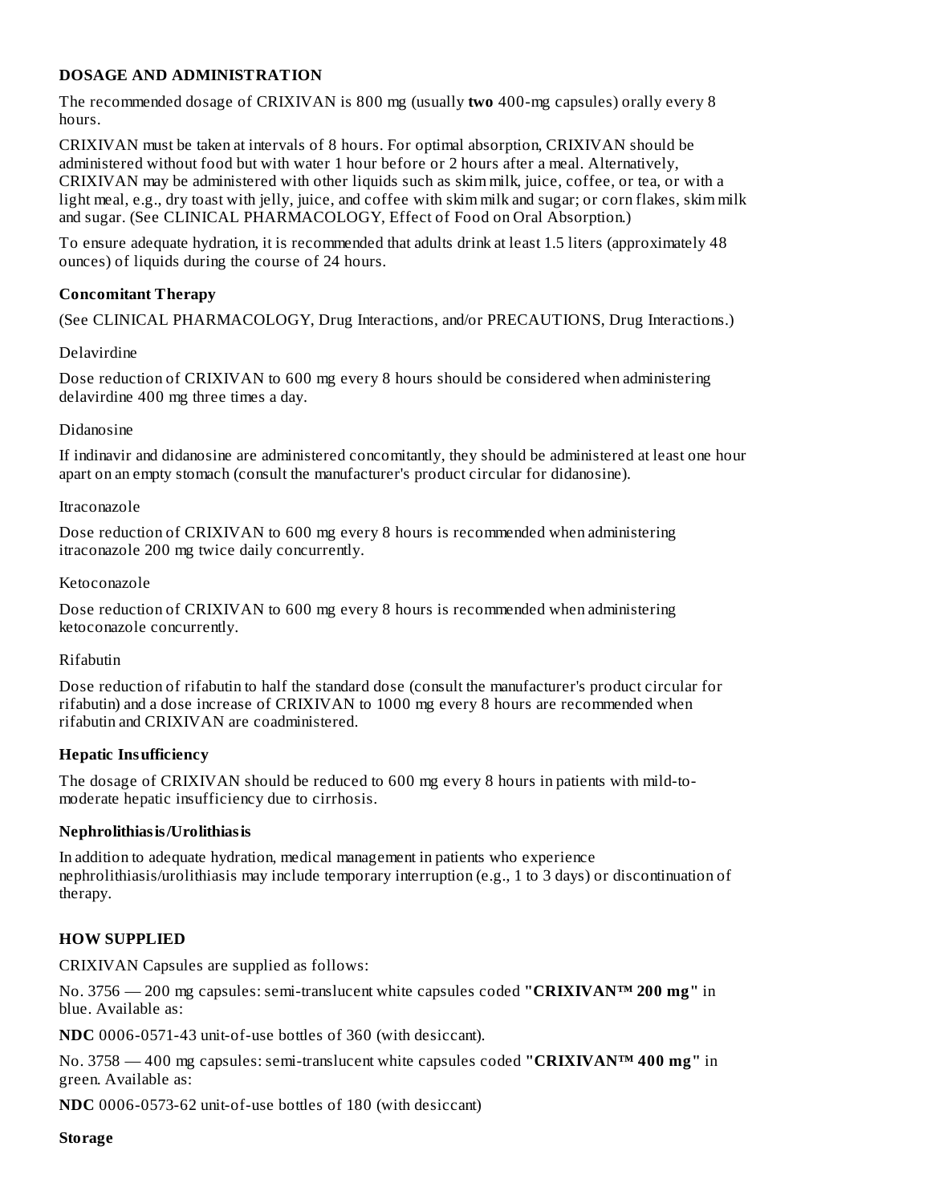## DOSAGE AND ADMINISTRATION

The recommended dosage of CRIXIVAN is 800 mg (usually **two** 400-mg capsules) orally every 8 hours.

CRIXIVAN must be taken at intervals of 8 hours. For optimal absorption, CRIXIVAN should be administered without food but with water 1 hour before or 2 hours after a meal. Alternatively, CRIXIVAN may be administered with other liquids such as skim milk, juice, coffee, or tea, or with a light meal, e.g., dry toast with jelly, juice, and coffee with skim milk and sugar; or corn flakes, skim milk and sugar. (See CLINICAL PHARMACOLOGY, Effect of Food on Oral Absorption.)

To ensure adequate hydration, it is recommended that adults drink at least 1.5 liters (approximately 48 ounces) of liquids during the course of 24 hours.

### Concomitant Therapy

(See CLINICAL PHARMACOLOGY, Drug Interactions, and/or PRECAUTIONS, Drug Interactions.)

Delavirdine

Dose reduction of CRIXIVAN to 600 mg every 8 hours should be considered when administering delavirdine 400 mg three times a day.

Didanosine

If indinavir and didanosine are administered concomitantly, they should be administered at least one hour apart on an empty stomach (consult the manufacturer's product circular for didanosine).

Itraconazole

Dose reduction of CRIXIVAN to 600 mg every 8 hours is recommended when administering itraconazole 200 mg twice daily concurrently.

Ketoconazole

Dose reduction of CRIXIVAN to 600 mg every 8 hours is recommended when administering ketoconazole concurrently.

Rifabutin

Dose reduction of rifabutin to half the standard dose (consult the manufacturer's product circular for rifabutin) and a dose increase of CRIXIVAN to 1000 mg every 8 hours are recommended when rifabutin and CRIXIVAN are coadministered.

### Hepatic Insufficiency

The dosage of CRIXIVAN should be reduced to 600 mg every 8 hours in patients with mild-to-moderate hepatic insufficiency due to cirrhosis.

### Nephrolithiasis/Urolithiasis

In addition to adequate hydration, medical management in patients who experience nephrolithiasis/urolithiasis may include temporary interruption (e.g., 1 to 3 days) or discontinuation of therapy.

## HOW SUPPLIED

CRIXIVAN Capsules are supplied as follows:

No. 3756 — 200 mg capsules: semi-translucent white capsules coded **"CRIXIVAN™ 200 mg"** in blue. Available as:

**NDC** 0006-0571-43 unit-of-use bottles of 360 (with desiccant).

No. 3758 — 400 mg capsules: semi-translucent white capsules coded **"CRIXIVAN™ 400 mg"** in green. Available as:

**NDC** 0006-0573-62 unit-of-use bottles of 180 (with desiccant)

### Storage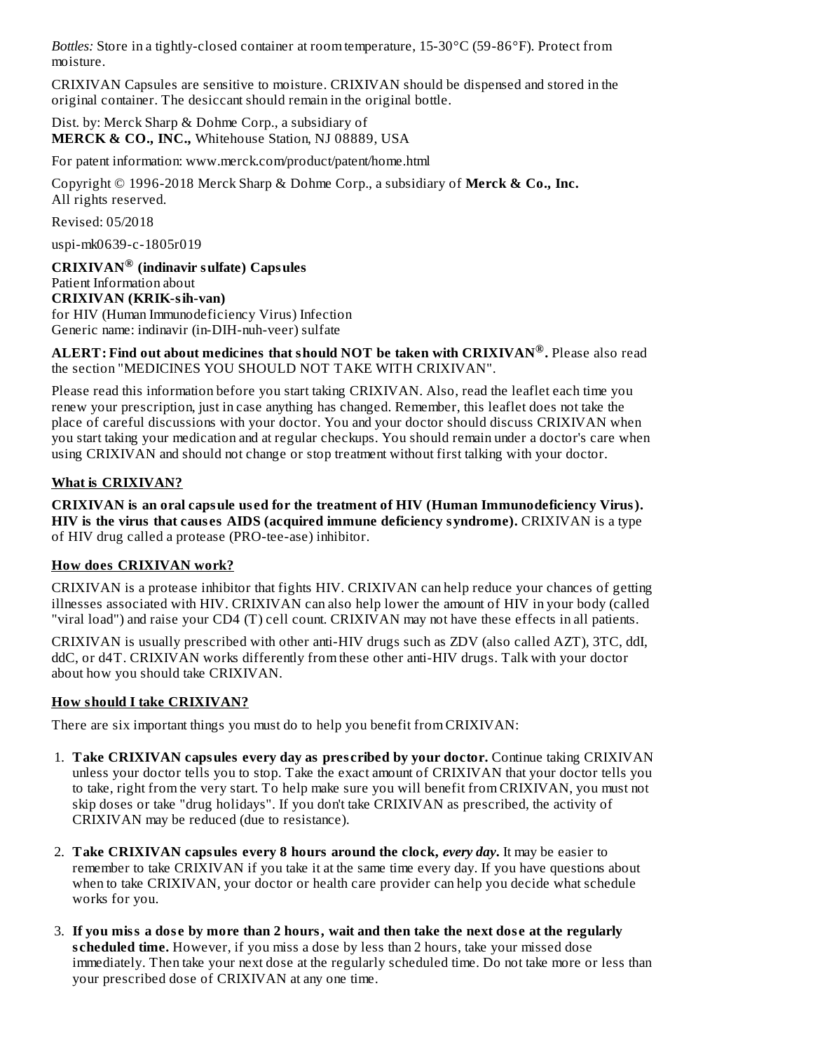*Bottles:* Store in a tightly-closed container at room temperature, 15-30°C (59-86°F). Protect from moisture.

CRIXIVAN Capsules are sensitive to moisture. CRIXIVAN should be dispensed and stored in the original container. The desiccant should remain in the original bottle.

Dist. by: Merck Sharp & Dohme Corp., a subsidiary of
**MERCK & CO., INC.,** Whitehouse Station, NJ 08889, USA

For patent information: www.merck.com/product/patent/home.html

Copyright © 1996-2018 Merck Sharp & Dohme Corp., a subsidiary of **Merck & Co., Inc.**
All rights reserved.

Revised: 05/2018

uspi-mk0639-c-1805r019

**CRIXIVAN® (indinavir sulfate) Capsules**
Patient Information about
**CRIXIVAN (KRIK-sih-van)**
for HIV (Human Immunodeficiency Virus) Infection
Generic name: indinavir (in-DIH-nuh-veer) sulfate

**ALERT: Find out about medicines that should NOT be taken with CRIXIVAN®.** Please also read the section "MEDICINES YOU SHOULD NOT TAKE WITH CRIXIVAN".

Please read this information before you start taking CRIXIVAN. Also, read the leaflet each time you renew your prescription, just in case anything has changed. Remember, this leaflet does not take the place of careful discussions with your doctor. You and your doctor should discuss CRIXIVAN when you start taking your medication and at regular checkups. You should remain under a doctor's care when using CRIXIVAN and should not change or stop treatment without first talking with your doctor.

## What is CRIXIVAN?

**CRIXIVAN is an oral capsule used for the treatment of HIV (Human Immunodeficiency Virus). HIV is the virus that causes AIDS (acquired immune deficiency syndrome).** CRIXIVAN is a type of HIV drug called a protease (PRO-tee-ase) inhibitor.

## How does CRIXIVAN work?

CRIXIVAN is a protease inhibitor that fights HIV. CRIXIVAN can help reduce your chances of getting illnesses associated with HIV. CRIXIVAN can also help lower the amount of HIV in your body (called "viral load") and raise your CD4 (T) cell count. CRIXIVAN may not have these effects in all patients.

CRIXIVAN is usually prescribed with other anti-HIV drugs such as ZDV (also called AZT), 3TC, ddI, ddC, or d4T. CRIXIVAN works differently from these other anti-HIV drugs. Talk with your doctor about how you should take CRIXIVAN.

## How should I take CRIXIVAN?

There are six important things you must do to help you benefit from CRIXIVAN:

1. **Take CRIXIVAN capsules every day as prescribed by your doctor.** Continue taking CRIXIVAN unless your doctor tells you to stop. Take the exact amount of CRIXIVAN that your doctor tells you to take, right from the very start. To help make sure you will benefit from CRIXIVAN, you must not skip doses or take "drug holidays". If you don't take CRIXIVAN as prescribed, the activity of CRIXIVAN may be reduced (due to resistance).
2. **Take CRIXIVAN capsules every 8 hours around the clock, *every day*.** It may be easier to remember to take CRIXIVAN if you take it at the same time every day. If you have questions about when to take CRIXIVAN, your doctor or health care provider can help you decide what schedule works for you.
3. **If you miss a dose by more than 2 hours, wait and then take the next dose at the regularly scheduled time.** However, if you miss a dose by less than 2 hours, take your missed dose immediately. Then take your next dose at the regularly scheduled time. Do not take more or less than your prescribed dose of CRIXIVAN at any one time.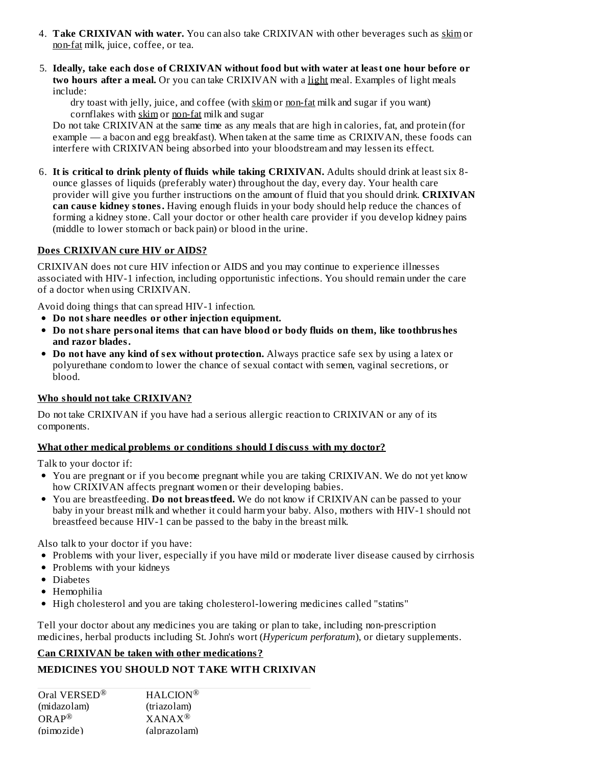4. **Take CRIXIVAN with water.** You can also take CRIXIVAN with other beverages such as skim or non-fat milk, juice, coffee, or tea.

5. **Ideally, take each dose of CRIXIVAN without food but with water at least one hour before or two hours after a meal.** Or you can take CRIXIVAN with a light meal. Examples of light meals include:

   dry toast with jelly, juice, and coffee (with skim or non-fat milk and sugar if you want)
   cornflakes with skim or non-fat milk and sugar

   Do not take CRIXIVAN at the same time as any meals that are high in calories, fat, and protein (for example — a bacon and egg breakfast). When taken at the same time as CRIXIVAN, these foods can interfere with CRIXIVAN being absorbed into your bloodstream and may lessen its effect.

6. **It is critical to drink plenty of fluids while taking CRIXIVAN.** Adults should drink at least six 8-ounce glasses of liquids (preferably water) throughout the day, every day. Your health care provider will give you further instructions on the amount of fluid that you should drink. **CRIXIVAN can cause kidney stones.** Having enough fluids in your body should help reduce the chances of forming a kidney stone. Call your doctor or other health care provider if you develop kidney pains (middle to lower stomach or back pain) or blood in the urine.

## Does CRIXIVAN cure HIV or AIDS?

CRIXIVAN does not cure HIV infection or AIDS and you may continue to experience illnesses associated with HIV-1 infection, including opportunistic infections. You should remain under the care of a doctor when using CRIXIVAN.

Avoid doing things that can spread HIV-1 infection.

- **Do not share needles or other injection equipment.**
- **Do not share personal items that can have blood or body fluids on them, like toothbrushes and razor blades.**
- **Do not have any kind of sex without protection.** Always practice safe sex by using a latex or polyurethane condom to lower the chance of sexual contact with semen, vaginal secretions, or blood.

## Who should not take CRIXIVAN?

Do not take CRIXIVAN if you have had a serious allergic reaction to CRIXIVAN or any of its components.

## What other medical problems or conditions should I discuss with my doctor?

Talk to your doctor if:

- You are pregnant or if you become pregnant while you are taking CRIXIVAN. We do not yet know how CRIXIVAN affects pregnant women or their developing babies.
- You are breastfeeding. **Do not breastfeed.** We do not know if CRIXIVAN can be passed to your baby in your breast milk and whether it could harm your baby. Also, mothers with HIV-1 should not breastfeed because HIV-1 can be passed to the baby in the breast milk.

Also talk to your doctor if you have:

- Problems with your liver, especially if you have mild or moderate liver disease caused by cirrhosis
- Problems with your kidneys
- Diabetes
- Hemophilia
- High cholesterol and you are taking cholesterol-lowering medicines called "statins"

Tell your doctor about any medicines you are taking or plan to take, including non-prescription medicines, herbal products including St. John's wort (*Hypericum perforatum*), or dietary supplements.

## Can CRIXIVAN be taken with other medications?

### MEDICINES YOU SHOULD NOT TAKE WITH CRIXIVAN

| | |
|---|---|
| Oral VERSED® (midazolam) | HALCION® (triazolam) |
| ORAP® (pimozide) | XANAX® (alprazolam) |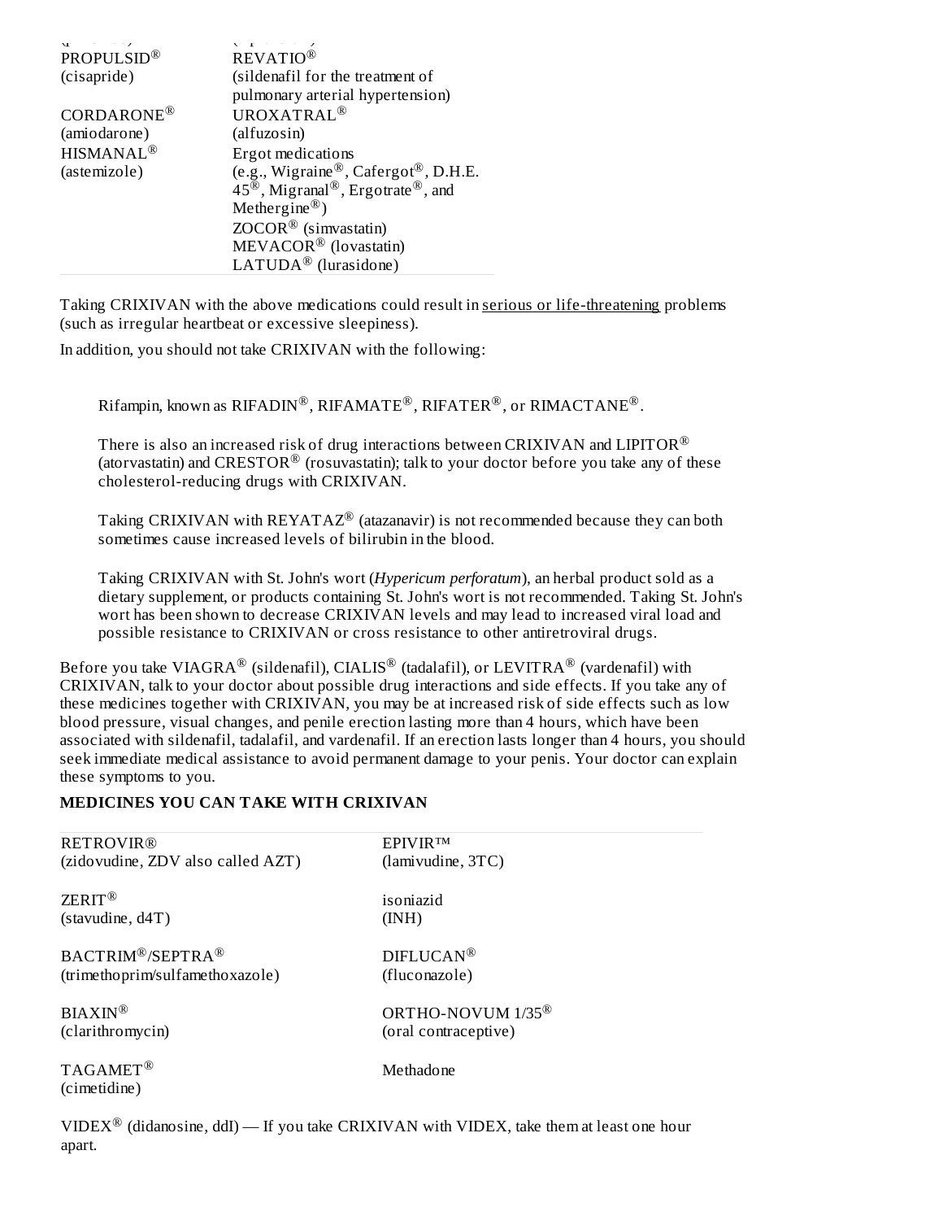| | |
|---|---|
| PROPULSID® (cisapride) | REVATIO® (sildenafil for the treatment of pulmonary arterial hypertension) |
| CORDARONE® (amiodarone) | UROXATRAL® (alfuzosin) |
| HISMANAL® (astemizole) | Ergot medications (e.g., Wigraine®, Cafergot®, D.H.E. 45®, Migranal®, Ergotrate®, and Methergine®) |
| | ZOCOR® (simvastatin) |
| | MEVACOR® (lovastatin) |
| | LATUDA® (lurasidone) |

Taking CRIXIVAN with the above medications could result in serious or life-threatening problems (such as irregular heartbeat or excessive sleepiness).

In addition, you should not take CRIXIVAN with the following:

Rifampin, known as RIFADIN®, RIFAMATE®, RIFATER®, or RIMACTANE®.

There is also an increased risk of drug interactions between CRIXIVAN and LIPITOR® (atorvastatin) and CRESTOR® (rosuvastatin); talk to your doctor before you take any of these cholesterol-reducing drugs with CRIXIVAN.

Taking CRIXIVAN with REYATAZ® (atazanavir) is not recommended because they can both sometimes cause increased levels of bilirubin in the blood.

Taking CRIXIVAN with St. John's wort (*Hypericum perforatum*), an herbal product sold as a dietary supplement, or products containing St. John's wort is not recommended. Taking St. John's wort has been shown to decrease CRIXIVAN levels and may lead to increased viral load and possible resistance to CRIXIVAN or cross resistance to other antiretroviral drugs.

Before you take VIAGRA® (sildenafil), CIALIS® (tadalafil), or LEVITRA® (vardenafil) with CRIXIVAN, talk to your doctor about possible drug interactions and side effects. If you take any of these medicines together with CRIXIVAN, you may be at increased risk of side effects such as low blood pressure, visual changes, and penile erection lasting more than 4 hours, which have been associated with sildenafil, tadalafil, and vardenafil. If an erection lasts longer than 4 hours, you should seek immediate medical assistance to avoid permanent damage to your penis. Your doctor can explain these symptoms to you.

**MEDICINES YOU CAN TAKE WITH CRIXIVAN**

| | |
|---|---|
| RETROVIR® (zidovudine, ZDV also called AZT) | EPIVIR™ (lamivudine, 3TC) |
| ZERIT® (stavudine, d4T) | isoniazid (INH) |
| BACTRIM®/SEPTRA® (trimethoprim/sulfamethoxazole) | DIFLUCAN® (fluconazole) |
| BIAXIN® (clarithromycin) | ORTHO-NOVUM 1/35® (oral contraceptive) |
| TAGAMET® (cimetidine) | Methadone |

VIDEX® (didanosine, ddI) — If you take CRIXIVAN with VIDEX, take them at least one hour apart.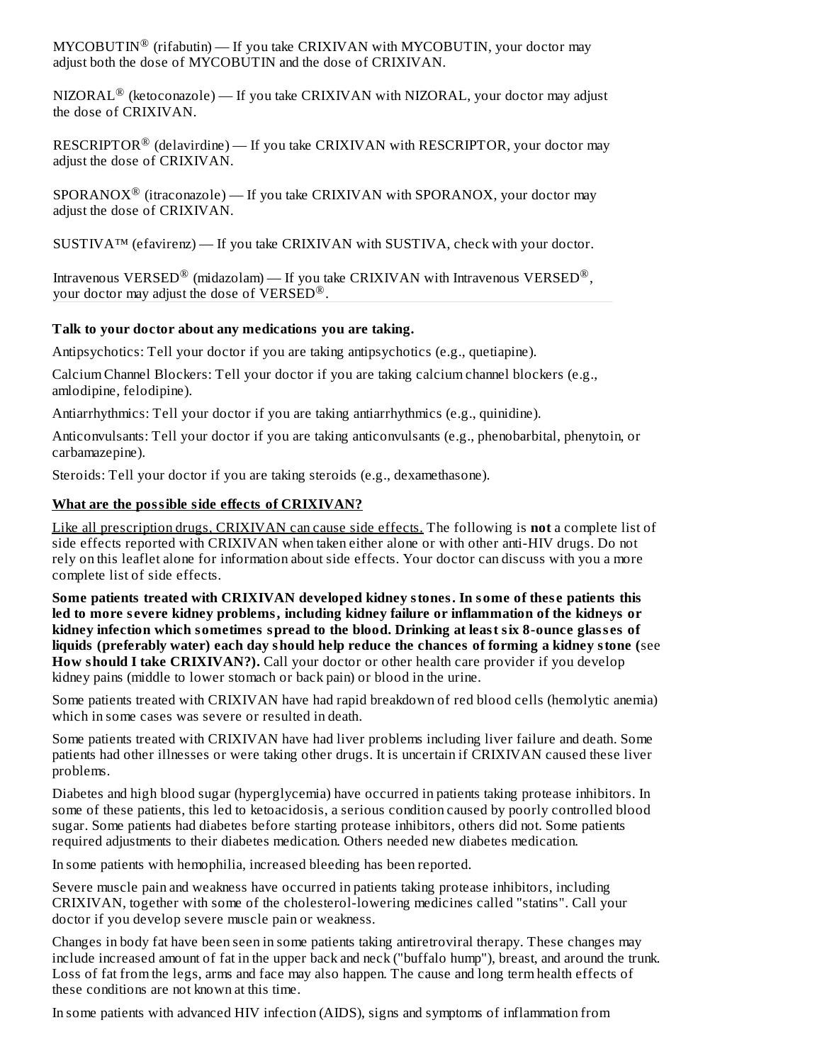MYCOBUTIN® (rifabutin) — If you take CRIXIVAN with MYCOBUTIN, your doctor may adjust both the dose of MYCOBUTIN and the dose of CRIXIVAN.

NIZORAL® (ketoconazole) — If you take CRIXIVAN with NIZORAL, your doctor may adjust the dose of CRIXIVAN.

RESCRIPTOR® (delavirdine) — If you take CRIXIVAN with RESCRIPTOR, your doctor may adjust the dose of CRIXIVAN.

SPORANOX® (itraconazole) — If you take CRIXIVAN with SPORANOX, your doctor may adjust the dose of CRIXIVAN.

SUSTIVA™ (efavirenz) — If you take CRIXIVAN with SUSTIVA, check with your doctor.

Intravenous VERSED® (midazolam) — If you take CRIXIVAN with Intravenous VERSED®, your doctor may adjust the dose of VERSED®.

**Talk to your doctor about any medications you are taking.**

Antipsychotics: Tell your doctor if you are taking antipsychotics (e.g., quetiapine).

Calcium Channel Blockers: Tell your doctor if you are taking calcium channel blockers (e.g., amlodipine, felodipine).

Antiarrhythmics: Tell your doctor if you are taking antiarrhythmics (e.g., quinidine).

Anticonvulsants: Tell your doctor if you are taking anticonvulsants (e.g., phenobarbital, phenytoin, or carbamazepine).

Steroids: Tell your doctor if you are taking steroids (e.g., dexamethasone).

**What are the possible side effects of CRIXIVAN?**

Like all prescription drugs, CRIXIVAN can cause side effects. The following is **not** a complete list of side effects reported with CRIXIVAN when taken either alone or with other anti-HIV drugs. Do not rely on this leaflet alone for information about side effects. Your doctor can discuss with you a more complete list of side effects.

**Some patients treated with CRIXIVAN developed kidney stones. In some of these patients this led to more severe kidney problems, including kidney failure or inflammation of the kidneys or kidney infection which sometimes spread to the blood. Drinking at least six 8-ounce glasses of liquids (preferably water) each day should help reduce the chances of forming a kidney stone (**see **How should I take CRIXIVAN?).** Call your doctor or other health care provider if you develop kidney pains (middle to lower stomach or back pain) or blood in the urine.

Some patients treated with CRIXIVAN have had rapid breakdown of red blood cells (hemolytic anemia) which in some cases was severe or resulted in death.

Some patients treated with CRIXIVAN have had liver problems including liver failure and death. Some patients had other illnesses or were taking other drugs. It is uncertain if CRIXIVAN caused these liver problems.

Diabetes and high blood sugar (hyperglycemia) have occurred in patients taking protease inhibitors. In some of these patients, this led to ketoacidosis, a serious condition caused by poorly controlled blood sugar. Some patients had diabetes before starting protease inhibitors, others did not. Some patients required adjustments to their diabetes medication. Others needed new diabetes medication.

In some patients with hemophilia, increased bleeding has been reported.

Severe muscle pain and weakness have occurred in patients taking protease inhibitors, including CRIXIVAN, together with some of the cholesterol-lowering medicines called "statins". Call your doctor if you develop severe muscle pain or weakness.

Changes in body fat have been seen in some patients taking antiretroviral therapy. These changes may include increased amount of fat in the upper back and neck ("buffalo hump"), breast, and around the trunk. Loss of fat from the legs, arms and face may also happen. The cause and long term health effects of these conditions are not known at this time.

In some patients with advanced HIV infection (AIDS), signs and symptoms of inflammation from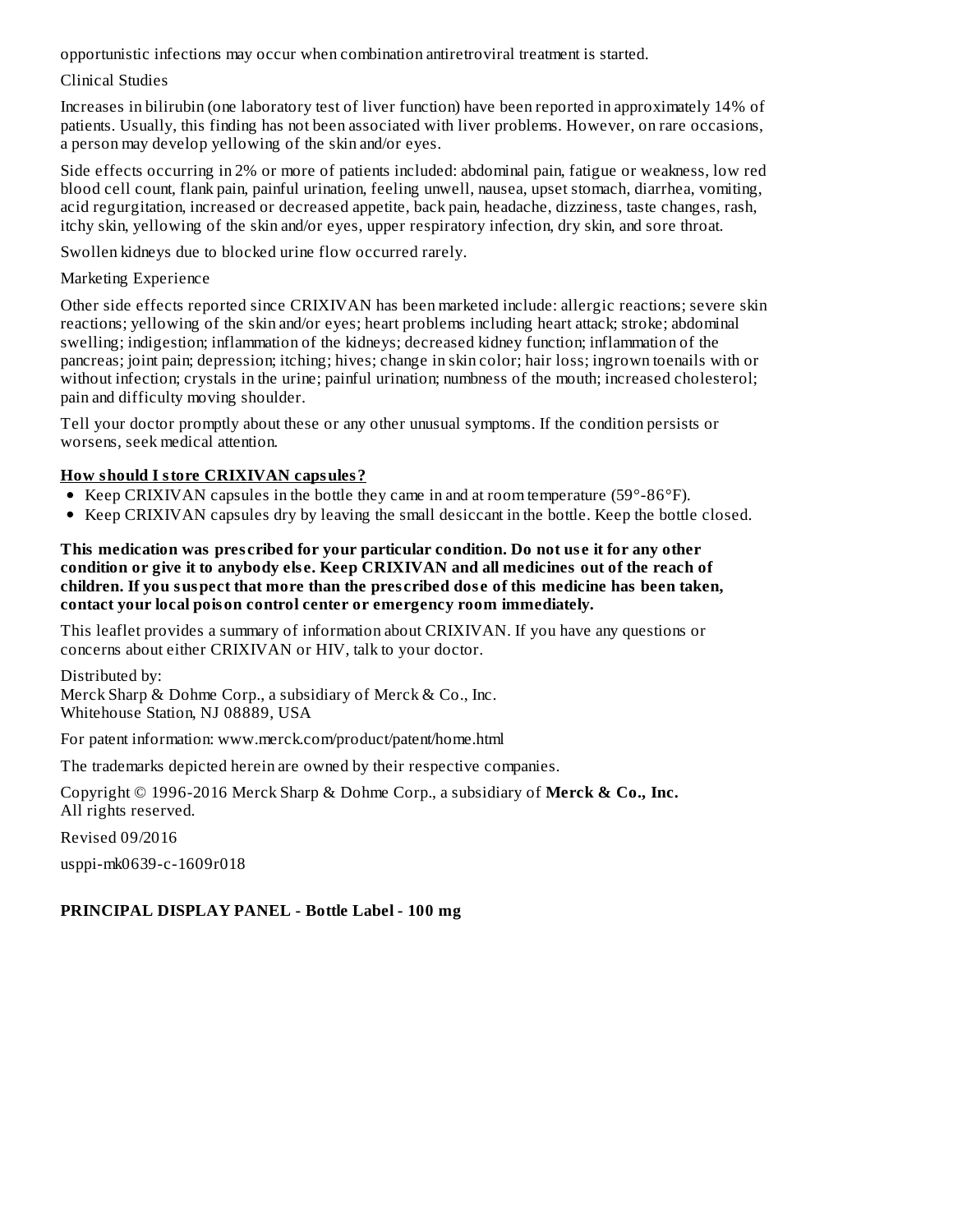opportunistic infections may occur when combination antiretroviral treatment is started.

Clinical Studies

Increases in bilirubin (one laboratory test of liver function) have been reported in approximately 14% of patients. Usually, this finding has not been associated with liver problems. However, on rare occasions, a person may develop yellowing of the skin and/or eyes.

Side effects occurring in 2% or more of patients included: abdominal pain, fatigue or weakness, low red blood cell count, flank pain, painful urination, feeling unwell, nausea, upset stomach, diarrhea, vomiting, acid regurgitation, increased or decreased appetite, back pain, headache, dizziness, taste changes, rash, itchy skin, yellowing of the skin and/or eyes, upper respiratory infection, dry skin, and sore throat.

Swollen kidneys due to blocked urine flow occurred rarely.

Marketing Experience

Other side effects reported since CRIXIVAN has been marketed include: allergic reactions; severe skin reactions; yellowing of the skin and/or eyes; heart problems including heart attack; stroke; abdominal swelling; indigestion; inflammation of the kidneys; decreased kidney function; inflammation of the pancreas; joint pain; depression; itching; hives; change in skin color; hair loss; ingrown toenails with or without infection; crystals in the urine; painful urination; numbness of the mouth; increased cholesterol; pain and difficulty moving shoulder.

Tell your doctor promptly about these or any other unusual symptoms. If the condition persists or worsens, seek medical attention.

**How should I store CRIXIVAN capsules?**

- Keep CRIXIVAN capsules in the bottle they came in and at room temperature (59°-86°F).
- Keep CRIXIVAN capsules dry by leaving the small desiccant in the bottle. Keep the bottle closed.

**This medication was prescribed for your particular condition. Do not use it for any other condition or give it to anybody else. Keep CRIXIVAN and all medicines out of the reach of children. If you suspect that more than the prescribed dose of this medicine has been taken, contact your local poison control center or emergency room immediately.**

This leaflet provides a summary of information about CRIXIVAN. If you have any questions or concerns about either CRIXIVAN or HIV, talk to your doctor.

Distributed by:
Merck Sharp & Dohme Corp., a subsidiary of Merck & Co., Inc.
Whitehouse Station, NJ 08889, USA

For patent information: www.merck.com/product/patent/home.html

The trademarks depicted herein are owned by their respective companies.

Copyright © 1996-2016 Merck Sharp & Dohme Corp., a subsidiary of **Merck & Co., Inc.**
All rights reserved.

Revised 09/2016

usppi-mk0639-c-1609r018

**PRINCIPAL DISPLAY PANEL - Bottle Label - 100 mg**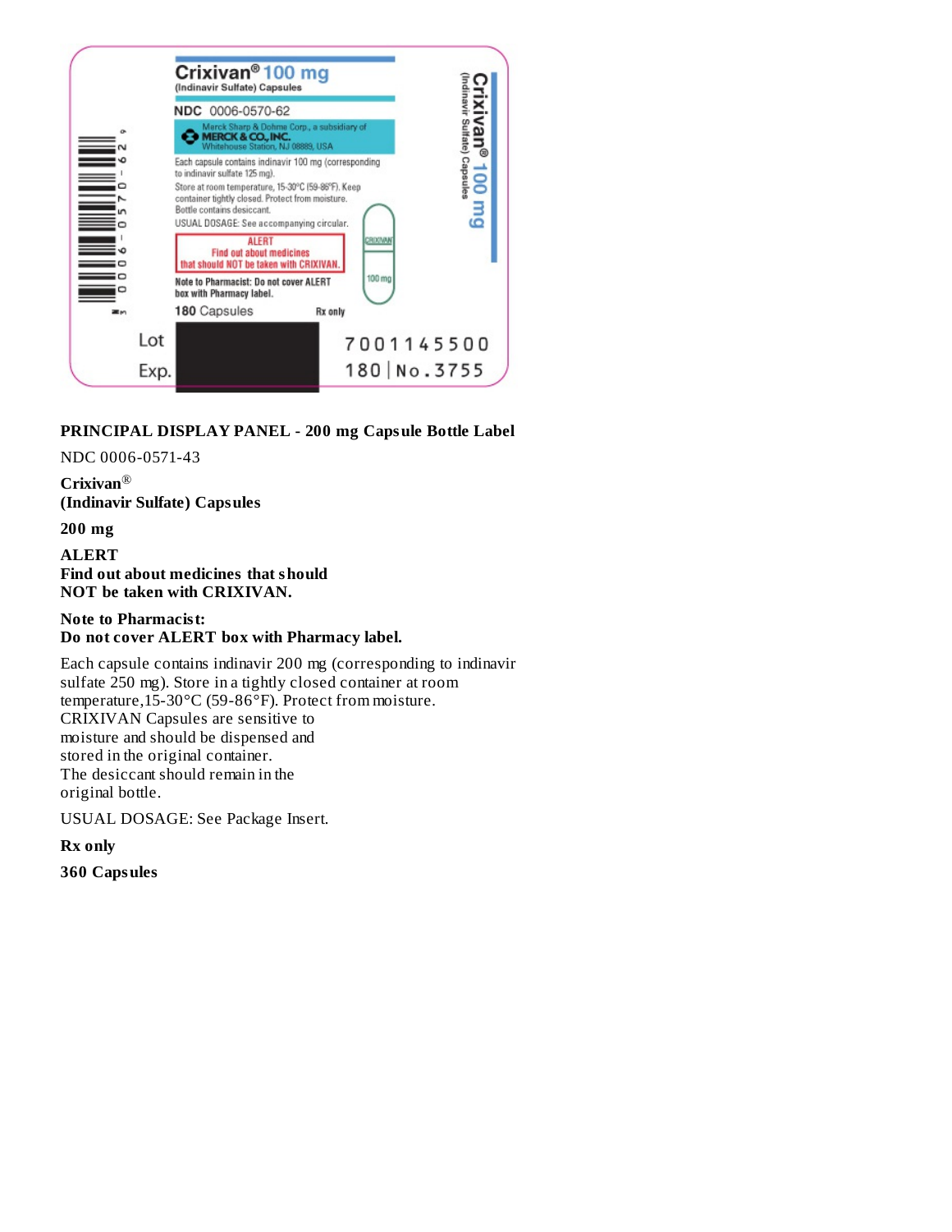Crixivan® 100 mg
(Indinavir Sulfate) Capsules

NDC 0006-0570-62

Merck Sharp & Dohme Corp., a subsidiary of
MERCK & CO., INC.
Whitehouse Station, NJ 08889, USA

Each capsule contains indinavir 100 mg (corresponding to indinavir sulfate 125 mg).

Store at room temperature, 15-30°C (59-86°F). Keep container tightly closed. Protect from moisture. Bottle contains desiccant.

USUAL DOSAGE: See accompanying circular.

ALERT
Find out about medicines that should NOT be taken with CRIXIVAN.

Note to Pharmacist: Do not cover ALERT box with Pharmacy label.

180 Capsules

Rx only

Lot

Exp.

7001145500

180 | No.3755

**PRINCIPAL DISPLAY PANEL - 200 mg Capsule Bottle Label**

NDC 0006-0571-43

**Crixivan®**
**(Indinavir Sulfate) Capsules**

**200 mg**

**ALERT**
**Find out about medicines that should**
**NOT be taken with CRIXIVAN.**

**Note to Pharmacist:**
**Do not cover ALERT box with Pharmacy label.**

Each capsule contains indinavir 200 mg (corresponding to indinavir sulfate 250 mg). Store in a tightly closed container at room temperature,15-30°C (59-86°F). Protect from moisture.
CRIXIVAN Capsules are sensitive to moisture and should be dispensed and stored in the original container.
The desiccant should remain in the original bottle.

USUAL DOSAGE: See Package Insert.

**Rx only**

**360 Capsules**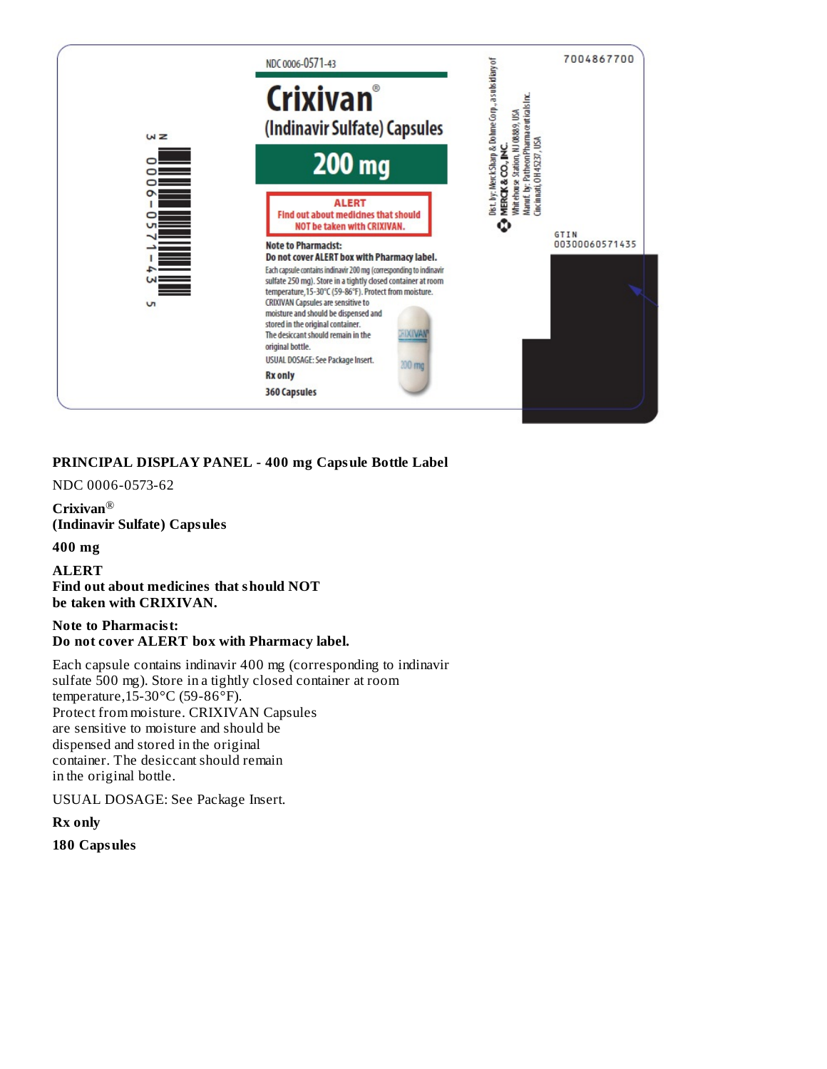NDC 0006-0571-43

# Crixivan®

## (Indinavir Sulfate) Capsules

## 200 mg

**ALERT**
**Find out about medicines that should NOT be taken with CRIXIVAN.**

**Note to Pharmacist:**
**Do not cover ALERT box with Pharmacy label.**

Each capsule contains indinavir 200 mg (corresponding to indinavir sulfate 250 mg). Store in a tightly closed container at room temperature, 15-30°C (59-86°F). Protect from moisture. CRIXIVAN Capsules are sensitive to moisture and should be dispensed and stored in the original container. The desiccant should remain in the original bottle.

USUAL DOSAGE: See Package Insert.

**Rx only**

**360 Capsules**

Dist. by: Merck Sharp & Dohme Corp., a subsidiary of MERCK & CO., INC.
Whitehouse Station, NJ 08889, USA
Manuf. by: Patheon Pharmaceuticals Inc.
Cincinnati, OH 45237, USA

7004867700

GTIN 00300060571435

N 3 0006-0571-43 5

**PRINCIPAL DISPLAY PANEL - 400 mg Capsule Bottle Label**

NDC 0006-0573-62

**Crixivan®**
**(Indinavir Sulfate) Capsules**

**400 mg**

**ALERT**
**Find out about medicines that should NOT be taken with CRIXIVAN.**

**Note to Pharmacist:**
**Do not cover ALERT box with Pharmacy label.**

Each capsule contains indinavir 400 mg (corresponding to indinavir sulfate 500 mg). Store in a tightly closed container at room temperature, 15-30°C (59-86°F).
Protect from moisture. CRIXIVAN Capsules are sensitive to moisture and should be dispensed and stored in the original container. The desiccant should remain in the original bottle.

USUAL DOSAGE: See Package Insert.

**Rx only**

**180 Capsules**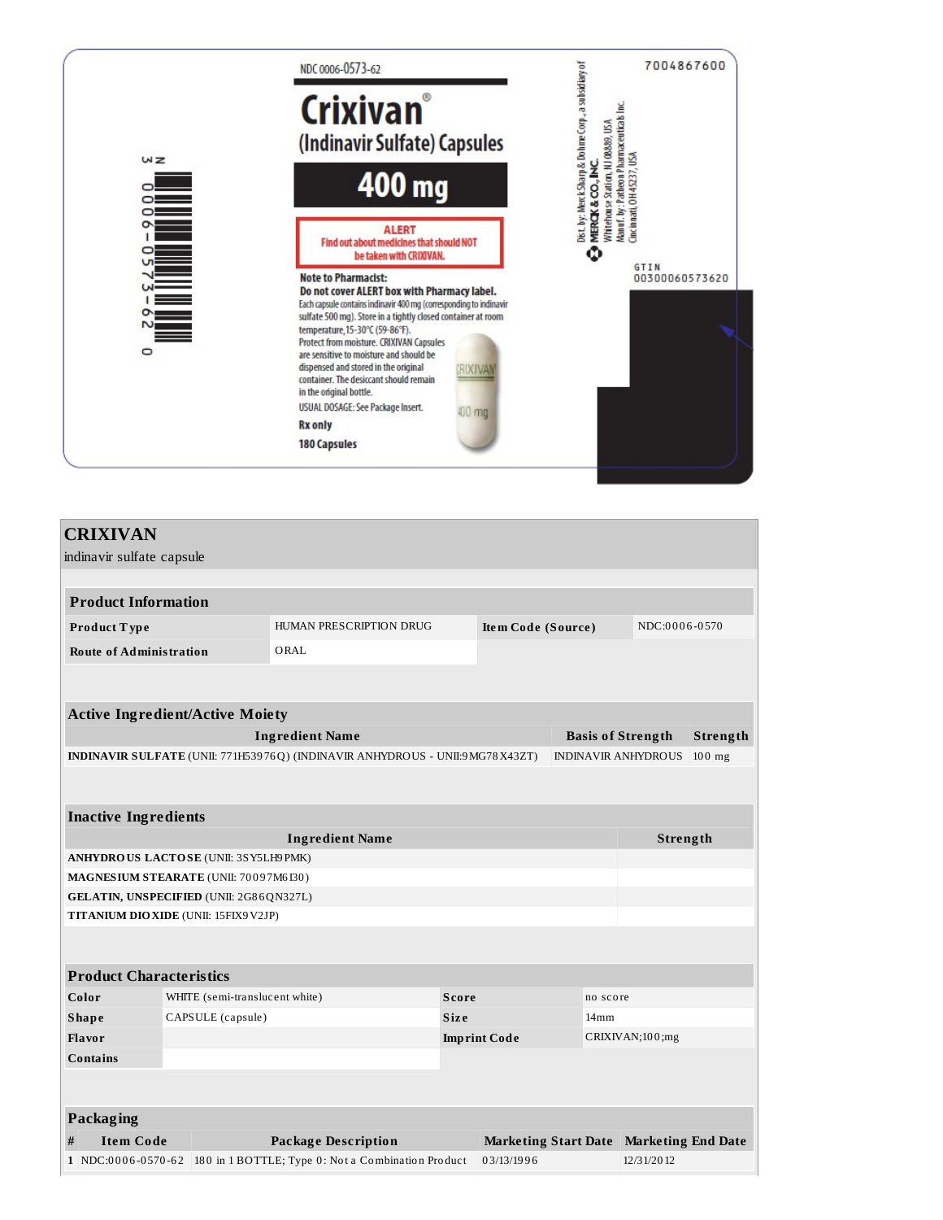NDC 0006-0573-62

# Crixivan®

(Indinavir Sulfate) Capsules

**400 mg**

**ALERT**
Find out about medicines that should NOT be taken with CRIXIVAN.

**Note to Pharmacist:**
**Do not cover ALERT box with Pharmacy label.**
Each capsule contains indinavir 400 mg (corresponding to indinavir sulfate 500 mg). Store in a tightly closed container at room temperature, 15-30°C (59-86°F).
Protect from moisture. CRIXIVAN Capsules are sensitive to moisture and should be dispensed and stored in the original container. The desiccant should remain in the original bottle.
USUAL DOSAGE: See Package Insert.
**Rx only**
**180 Capsules**

Dist. by: Merck Sharp & Dohme Corp., a subsidiary of
MERCK & CO., INC.
Whitehouse Station, NJ 08889, USA
Manuf. by: Patheon Pharmaceuticals Inc.
Cincinnati, OH 45237, USA

7004867600

GTIN
00300060573620

N 3 0006-0573-62 0

## CRIXIVAN

indinavir sulfate capsule

| Product Information | | | |
|---|---|---|---|
| **Product Type** | HUMAN PRESCRIPTION DRUG | **Item Code (Source)** | NDC:0006-0570 |
| **Route of Administration** | ORAL | | |

| Active Ingredient/Active Moiety | | |
|---|---|---|
| **Ingredient Name** | **Basis of Strength** | **Strength** |
| **INDINAVIR SULFATE** (UNII: 771H53976Q) (INDINAVIR ANHYDROUS - UNII:9MG78X43ZT) | INDINAVIR ANHYDROUS | 100 mg |

| Inactive Ingredients | |
|---|---|
| **Ingredient Name** | **Strength** |
| **ANHYDROUS LACTOSE** (UNII: 3SY5LH9PMK) | |
| **MAGNESIUM STEARATE** (UNII: 70097M6I30) | |
| **GELATIN, UNSPECIFIED** (UNII: 2G86QN327L) | |
| **TITANIUM DIOXIDE** (UNII: 15FIX9V2JP) | |

| Product Characteristics | | | |
|---|---|---|---|
| **Color** | WHITE (semi-translucent white) | **Score** | no score |
| **Shape** | CAPSULE (capsule) | **Size** | 14mm |
| **Flavor** | | **Imprint Code** | CRIXIVAN;100;mg |
| **Contains** | | | |

| Packaging | | | | |
|---|---|---|---|---|
| **#** | **Item Code** | **Package Description** | **Marketing Start Date** | **Marketing End Date** |
| 1 | NDC:0006-0570-62 | 180 in 1 BOTTLE; Type 0: Not a Combination Product | 03/13/1996 | 12/31/2012 |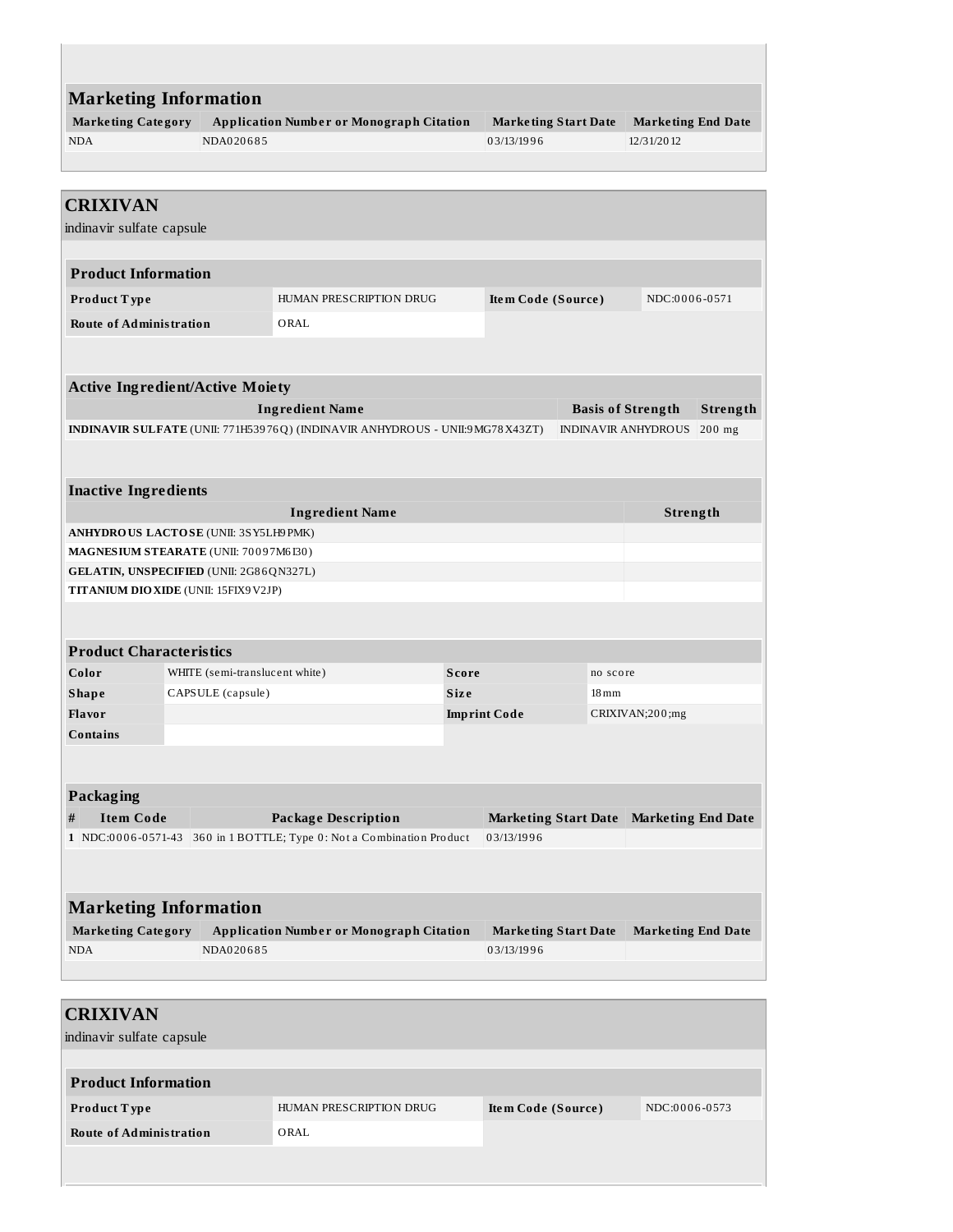## Marketing Information

| Marketing Category | Application Number or Monograph Citation | Marketing Start Date | Marketing End Date |
| --- | --- | --- | --- |
| NDA | NDA020685 | 03/13/1996 | 12/31/2012 |

## CRIXIVAN

indinavir sulfate capsule

### Product Information

| | | | |
| --- | --- | --- | --- |
| **Product Type** | HUMAN PRESCRIPTION DRUG | **Item Code (Source)** | NDC:0006-0571 |
| **Route of Administration** | ORAL | | |

### Active Ingredient/Active Moiety

| Ingredient Name | Basis of Strength | Strength |
| --- | --- | --- |
| **INDINAVIR SULFATE** (UNII: 771H53976Q) (INDINAVIR ANHYDROUS - UNII:9MG78X43ZT) | INDINAVIR ANHYDROUS | 200 mg |

### Inactive Ingredients

| Ingredient Name | Strength |
| --- | --- |
| **ANHYDROUS LACTOSE** (UNII: 3SY5LH9PMK) | |
| **MAGNESIUM STEARATE** (UNII: 70097M6I30) | |
| **GELATIN, UNSPECIFIED** (UNII: 2G86QN327L) | |
| **TITANIUM DIOXIDE** (UNII: 15FIX9V2JP) | |

### Product Characteristics

| | | | |
| --- | --- | --- | --- |
| **Color** | WHITE (semi-translucent white) | **Score** | no score |
| **Shape** | CAPSULE (capsule) | **Size** | 18mm |
| **Flavor** | | **Imprint Code** | CRIXIVAN;200;mg |
| **Contains** | | | |

### Packaging

| # | Item Code | Package Description | Marketing Start Date | Marketing End Date |
| --- | --- | --- | --- | --- |
| 1 | NDC:0006-0571-43 | 360 in 1 BOTTLE; Type 0: Not a Combination Product | 03/13/1996 | |

## Marketing Information

| Marketing Category | Application Number or Monograph Citation | Marketing Start Date | Marketing End Date |
| --- | --- | --- | --- |
| NDA | NDA020685 | 03/13/1996 | |

## CRIXIVAN

indinavir sulfate capsule

### Product Information

| | | | |
| --- | --- | --- | --- |
| **Product Type** | HUMAN PRESCRIPTION DRUG | **Item Code (Source)** | NDC:0006-0573 |
| **Route of Administration** | ORAL | | |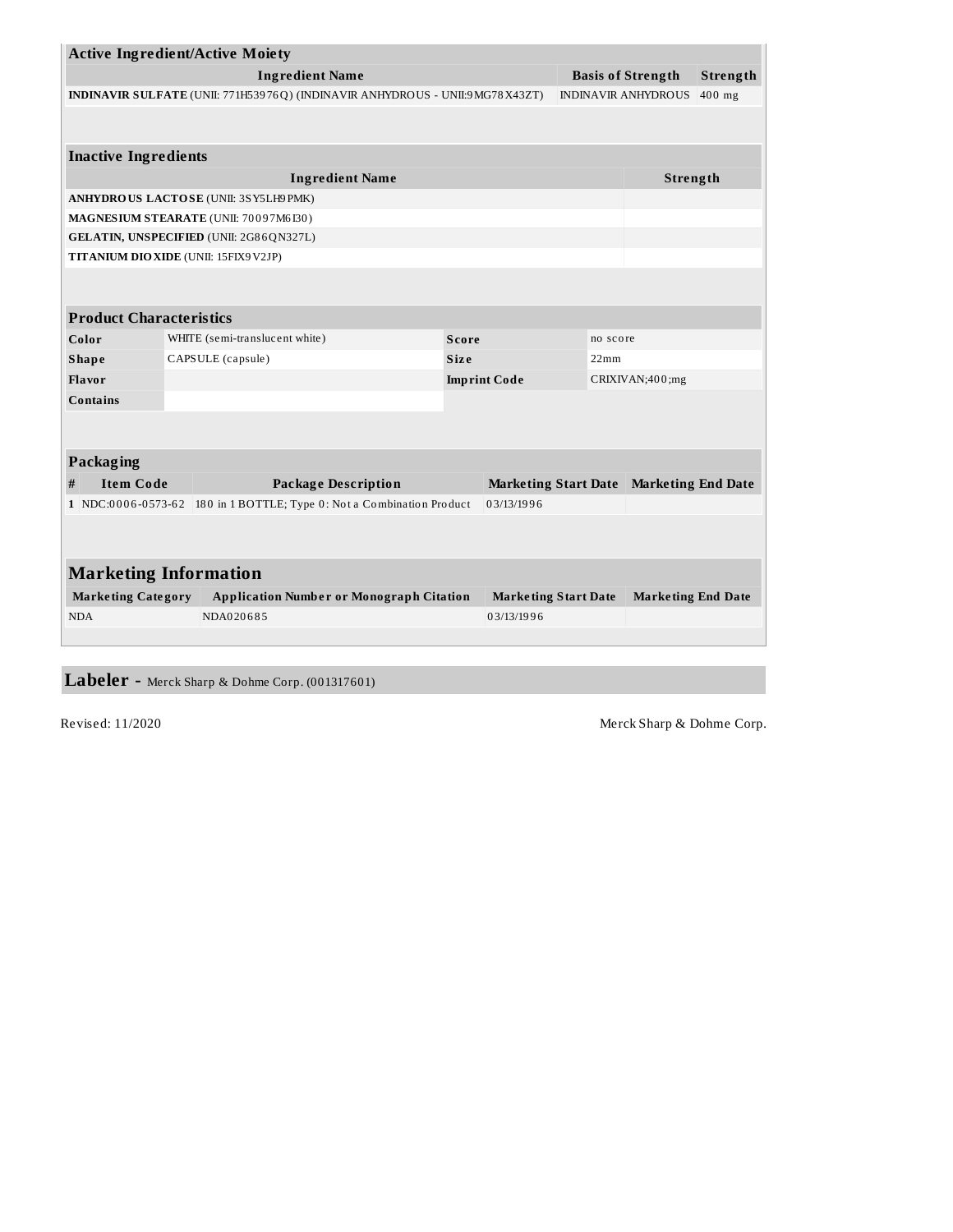| Active Ingredient/Active Moiety | | |
|---|---|---|
| **Ingredient Name** | **Basis of Strength** | **Strength** |
| **INDINAVIR SULFATE** (UNII: 771H53976Q) (INDINAVIR ANHYDROUS - UNII:9MG78X43ZT) | INDINAVIR ANHYDROUS | 400 mg |

| Inactive Ingredients | |
|---|---|
| **Ingredient Name** | **Strength** |
| **ANHYDROUS LACTOSE** (UNII: 3SY5LH9PMK) | |
| **MAGNESIUM STEARATE** (UNII: 70097M6I30) | |
| **GELATIN, UNSPECIFIED** (UNII: 2G86QN327L) | |
| **TITANIUM DIOXIDE** (UNII: 15FIX9V2JP) | |

| Product Characteristics | | | |
|---|---|---|---|
| **Color** | WHITE (semi-translucent white) | **Score** | no score |
| **Shape** | CAPSULE (capsule) | **Size** | 22mm |
| **Flavor** | | **Imprint Code** | CRIXIVAN;400;mg |
| **Contains** | | | |

| Packaging | | | | |
|---|---|---|---|---|
| **#** | **Item Code** | **Package Description** | **Marketing Start Date** | **Marketing End Date** |
| **1** | NDC:0006-0573-62 | 180 in 1 BOTTLE; Type 0: Not a Combination Product | 03/13/1996 | |

| Marketing Information | | | |
|---|---|---|---|
| **Marketing Category** | **Application Number or Monograph Citation** | **Marketing Start Date** | **Marketing End Date** |
| NDA | NDA020685 | 03/13/1996 | |

**Labeler -** Merck Sharp & Dohme Corp. (001317601)

Revised: 11/2020

Merck Sharp & Dohme Corp.